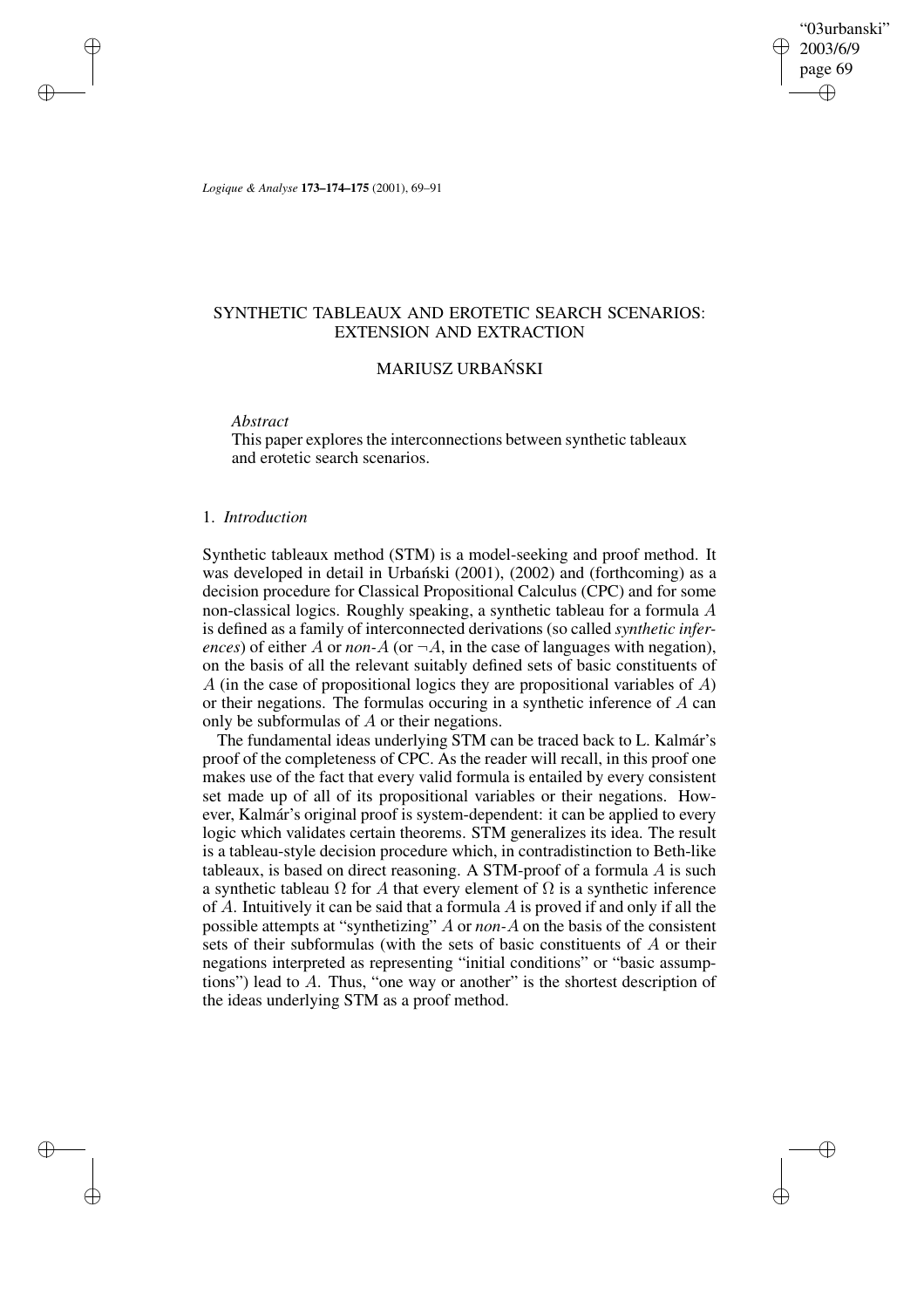# SYNTHETIC TABLEAUX AND EROTETIC SEARCH SCENARIOS: EXTENSION AND EXTRACTION

## MARIUSZ URBAŃSKI

*Abstract*

This paper explores the interconnections between synthetic tableaux and erotetic search scenarios.

### 1. *Introduction*

Synthetic tableaux method (STM) is a model-seeking and proof method. It was developed in detail in Urbański (2001), (2002) and (forthcoming) as a decision procedure for Classical Propositional Calculus (CPC) and for some non-classical logics. Roughly speaking, a synthetic tableau for a formula $A$ is defined as a family of interconnected derivations (so called *synthetic inferences*) of either $A$ or *non-*$A$ (or $\neg A$, in the case of languages with negation), on the basis of all the relevant suitably defined sets of basic constituents of $A$ (in the case of propositional logics they are propositional variables of $A$) or their negations. The formulas occuring in a synthetic inference of $A$ can only be subformulas of $A$ or their negations.

The fundamental ideas underlying STM can be traced back to L. Kalmár's proof of the completeness of CPC. As the reader will recall, in this proof one makes use of the fact that every valid formula is entailed by every consistent set made up of all of its propositional variables or their negations. However, Kalmár's original proof is system-dependent: it can be applied to every logic which validates certain theorems. STM generalizes its idea. The result is a tableau-style decision procedure which, in contradistinction to Beth-like tableaux, is based on direct reasoning. A STM-proof of a formula $A$ is such a synthetic tableau $\Omega$ for $A$ that every element of $\Omega$ is a synthetic inference of $A$. Intuitively it can be said that a formula $A$ is proved if and only if all the possible attempts at "synthetizing" $A$ or *non-*$A$ on the basis of the consistent sets of their subformulas (with the sets of basic constituents of $A$ or their negations interpreted as representing "initial conditions" or "basic assumptions") lead to $A$. Thus, "one way or another" is the shortest description of the ideas underlying STM as a proof method.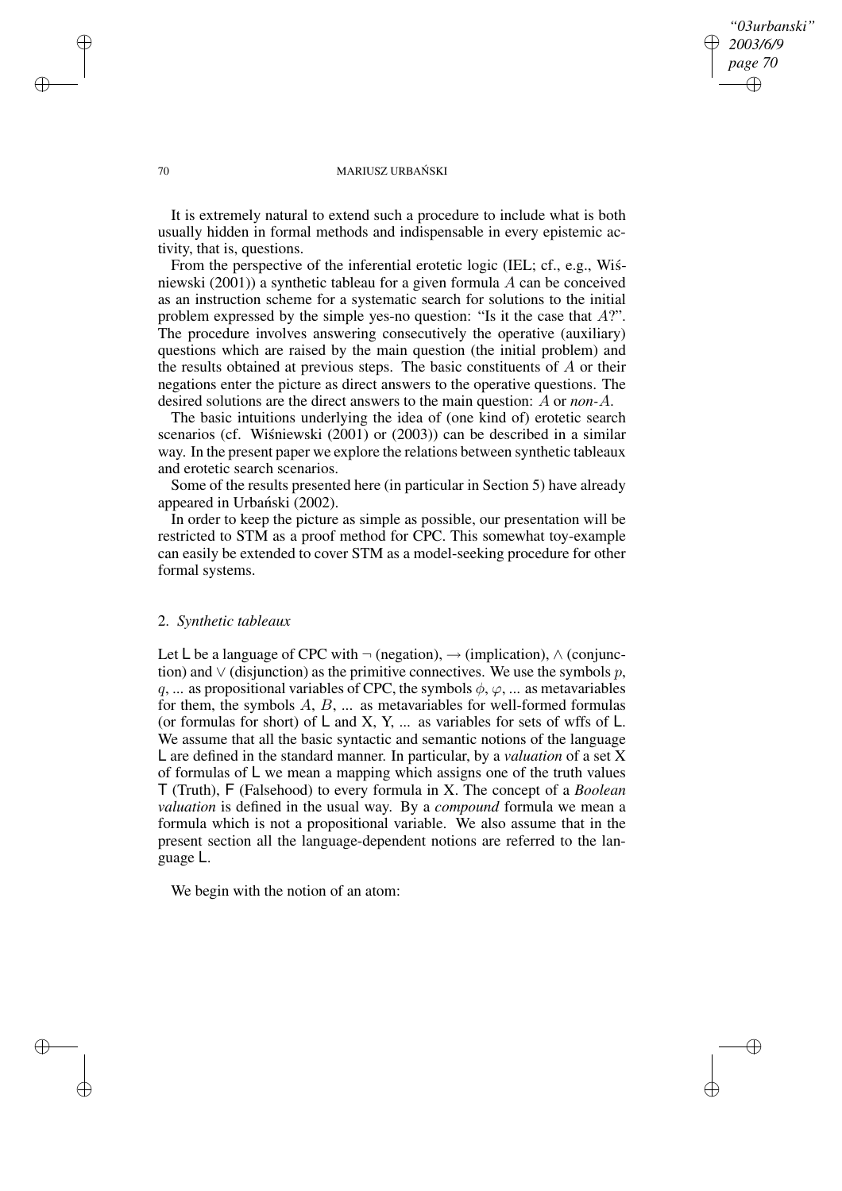It is extremely natural to extend such a procedure to include what is both usually hidden in formal methods and indispensable in every epistemic activity, that is, questions.

From the perspective of the inferential erotetic logic (IEL; cf., e.g., Wiśniewski (2001)) a synthetic tableau for a given formula $A$ can be conceived as an instruction scheme for a systematic search for solutions to the initial problem expressed by the simple yes-no question: "Is it the case that $A$?". The procedure involves answering consecutively the operative (auxiliary) questions which are raised by the main question (the initial problem) and the results obtained at previous steps. The basic constituents of $A$ or their negations enter the picture as direct answers to the operative questions. The desired solutions are the direct answers to the main question: $A$ or *non*-$A$.

The basic intuitions underlying the idea of (one kind of) erotetic search scenarios (cf. Wiśniewski (2001) or (2003)) can be described in a similar way. In the present paper we explore the relations between synthetic tableaux and erotetic search scenarios.

Some of the results presented here (in particular in Section 5) have already appeared in Urbański (2002).

In order to keep the picture as simple as possible, our presentation will be restricted to STM as a proof method for CPC. This somewhat toy-example can easily be extended to cover STM as a model-seeking procedure for other formal systems.

## 2. *Synthetic tableaux*

Let L be a language of CPC with $\neg$ (negation), $\rightarrow$ (implication), $\wedge$ (conjunction) and $\vee$ (disjunction) as the primitive connectives. We use the symbols $p$, $q$, ... as propositional variables of CPC, the symbols $\phi$, $\varphi$, ... as metavariables for them, the symbols $A$, $B$, ... as metavariables for well-formed formulas (or formulas for short) of L and X, Y, ... as variables for sets of wffs of L. We assume that all the basic syntactic and semantic notions of the language L are defined in the standard manner. In particular, by a *valuation* of a set X of formulas of L we mean a mapping which assigns one of the truth values T (Truth), F (Falsehood) to every formula in X. The concept of a *Boolean valuation* is defined in the usual way. By a *compound* formula we mean a formula which is not a propositional variable. We also assume that in the present section all the language-dependent notions are referred to the language L.

We begin with the notion of an atom: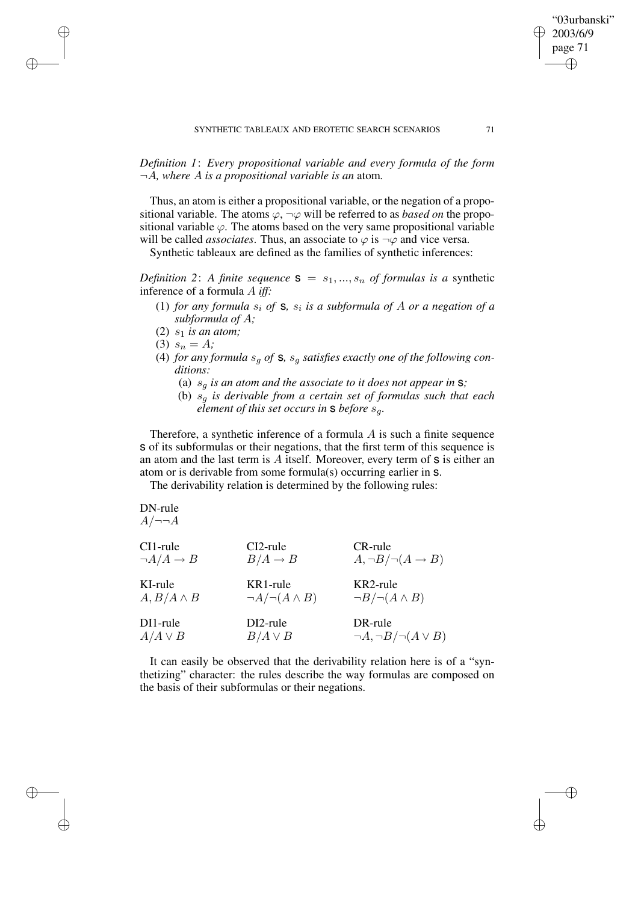*Definition 1*: *Every propositional variable and every formula of the form $\neg A$, where $A$ is a propositional variable is an* atom*.*

Thus, an atom is either a propositional variable, or the negation of a propositional variable. The atoms $\varphi$, $\neg\varphi$ will be referred to as *based on* the propositional variable $\varphi$. The atoms based on the very same propositional variable will be called *associates*. Thus, an associate to $\varphi$ is $\neg\varphi$ and vice versa.

Synthetic tableaux are defined as the families of synthetic inferences:

*Definition 2*: *A finite sequence* $\mathtt{s} = s_1, ..., s_n$ *of formulas is a* synthetic inference *of a formula $A$ iff:*

1. *for any formula $s_i$ of $\mathtt{s}$, $s_i$ is a subformula of $A$ or a negation of a subformula of $A$;*
2. *$s_1$ is an atom;*
3. *$s_n = A$;*
4. *for any formula $s_g$ of $\mathtt{s}$, $s_g$ satisfies exactly one of the following conditions:*
   - (a) *$s_g$ is an atom and the associate to it does not appear in $\mathtt{s}$;*
   - (b) *$s_g$ is derivable from a certain set of formulas such that each element of this set occurs in $\mathtt{s}$ before $s_g$.*

Therefore, a synthetic inference of a formula $A$ is such a finite sequence $\mathtt{s}$ of its subformulas or their negations, that the first term of this sequence is an atom and the last term is $A$ itself. Moreover, every term of $\mathtt{s}$ is either an atom or is derivable from some formula(s) occurring earlier in $\mathtt{s}$.

The derivability relation is determined by the following rules:

DN-rule
$A/\neg\neg A$

| CI1-rule | CI2-rule | CR-rule |
|---|---|---|
| $\neg A/A \rightarrow B$ | $B/A \rightarrow B$ | $A, \neg B/\neg(A \rightarrow B)$ |
| KI-rule | KR1-rule | KR2-rule |
| $A, B/A \wedge B$ | $\neg A/\neg(A \wedge B)$ | $\neg B/\neg(A \wedge B)$ |
| DI1-rule | DI2-rule | DR-rule |
| $A/A \vee B$ | $B/A \vee B$ | $\neg A, \neg B/\neg(A \vee B)$ |

It can easily be observed that the derivability relation here is of a "synthetizing" character: the rules describe the way formulas are composed on the basis of their subformulas or their negations.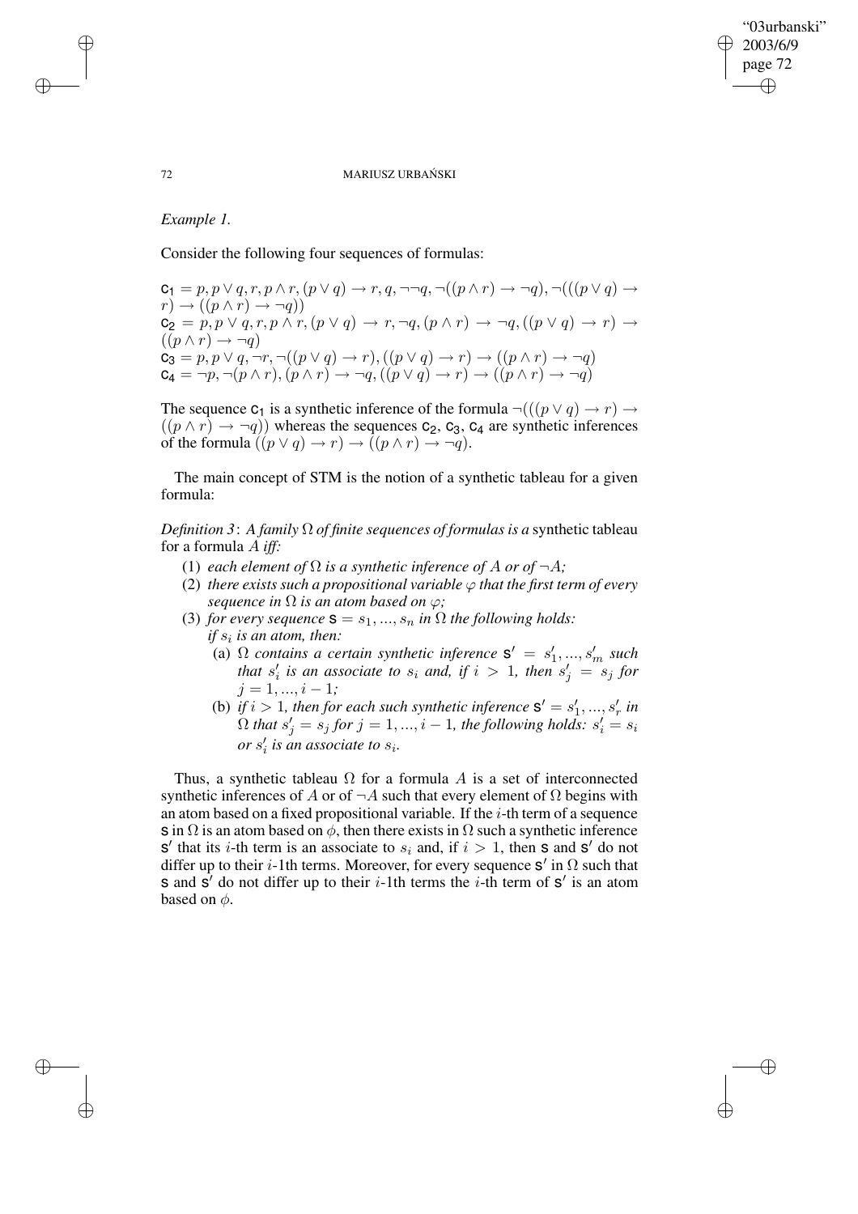*Example 1.*

Consider the following four sequences of formulas:

$\mathsf{c}_1 = p, p \vee q, r, p \wedge r, (p \vee q) \rightarrow r, q, \neg\neg q, \neg((p \wedge r) \rightarrow \neg q), \neg(((p \vee q) \rightarrow r) \rightarrow ((p \wedge r) \rightarrow \neg q))$
$\mathsf{c}_2 = p, p \vee q, r, p \wedge r, (p \vee q) \rightarrow r, \neg q, (p \wedge r) \rightarrow \neg q, ((p \vee q) \rightarrow r) \rightarrow ((p \wedge r) \rightarrow \neg q)$
$\mathsf{c}_3 = p, p \vee q, \neg r, \neg((p \vee q) \rightarrow r), ((p \vee q) \rightarrow r) \rightarrow ((p \wedge r) \rightarrow \neg q)$
$\mathsf{c}_4 = \neg p, \neg(p \wedge r), (p \wedge r) \rightarrow \neg q, ((p \vee q) \rightarrow r) \rightarrow ((p \wedge r) \rightarrow \neg q)$

The sequence $\mathsf{c}_1$ is a synthetic inference of the formula $\neg(((p \vee q) \rightarrow r) \rightarrow ((p \wedge r) \rightarrow \neg q))$ whereas the sequences $\mathsf{c}_2$, $\mathsf{c}_3$, $\mathsf{c}_4$ are synthetic inferences of the formula $((p \vee q) \rightarrow r) \rightarrow ((p \wedge r) \rightarrow \neg q)$.

The main concept of STM is the notion of a synthetic tableau for a given formula:

*Definition 3*: *A family $\Omega$ of finite sequences of formulas is a* synthetic tableau for a formula $A$ *iff:*

(1) *each element of $\Omega$ is a synthetic inference of $A$ or of $\neg A$;*
(2) *there exists such a propositional variable $\varphi$ that the first term of every sequence in $\Omega$ is an atom based on $\varphi$;*
(3) *for every sequence $\mathsf{s} = s_1, ..., s_n$ in $\Omega$ the following holds: if $s_i$ is an atom, then:*
   (a) *$\Omega$ contains a certain synthetic inference $\mathsf{s}' = s'_1, ..., s'_m$ such that $s'_i$ is an associate to $s_i$ and, if $i > 1$, then $s'_j = s_j$ for $j = 1, ..., i-1$;*
   (b) *if $i > 1$, then for each such synthetic inference $\mathsf{s}' = s'_1, ..., s'_r$ in $\Omega$ that $s'_j = s_j$ for $j = 1, ..., i-1$, the following holds: $s'_i = s_i$ or $s'_i$ is an associate to $s_i$.*

Thus, a synthetic tableau $\Omega$ for a formula $A$ is a set of interconnected synthetic inferences of $A$ or of $\neg A$ such that every element of $\Omega$ begins with an atom based on a fixed propositional variable. If the $i$-th term of a sequence $\mathsf{s}$ in $\Omega$ is an atom based on $\phi$, then there exists in $\Omega$ such a synthetic inference $\mathsf{s}'$ that its $i$-th term is an associate to $s_i$ and, if $i > 1$, then $\mathsf{s}$ and $\mathsf{s}'$ do not differ up to their $i$-1th terms. Moreover, for every sequence $\mathsf{s}'$ in $\Omega$ such that $\mathsf{s}$ and $\mathsf{s}'$ do not differ up to their $i$-1th terms the $i$-th term of $\mathsf{s}'$ is an atom based on $\phi$.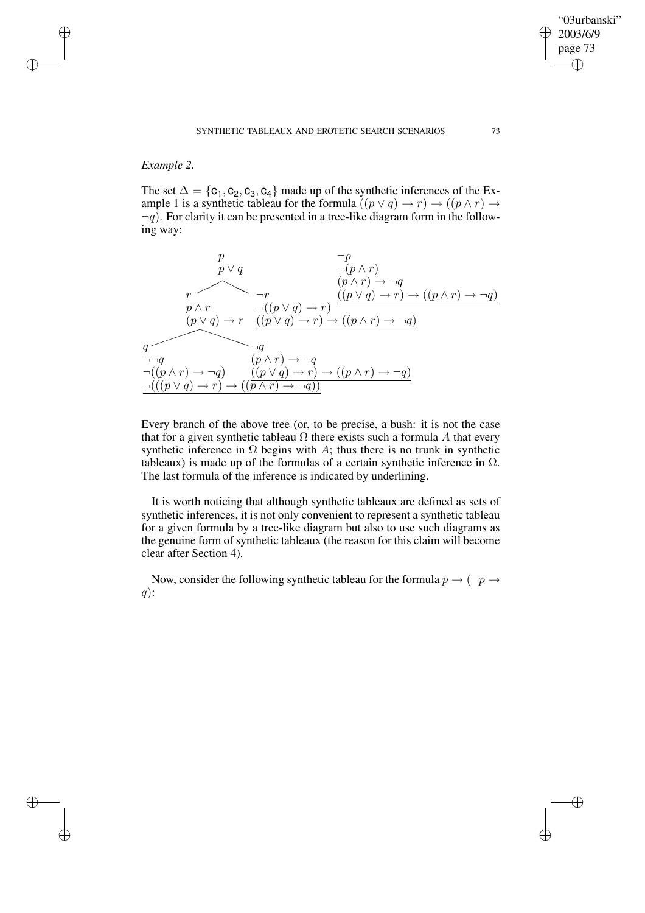*Example 2.*

The set $\Delta = \{\mathsf{c}_1, \mathsf{c}_2, \mathsf{c}_3, \mathsf{c}_4\}$ made up of the synthetic inferences of the Example 1 is a synthetic tableau for the formula $((p \vee q) \rightarrow r) \rightarrow ((p \wedge r) \rightarrow \neg q)$. For clarity it can be presented in a tree-like diagram form in the following way:

$$
\begin{array}{l}
p \\
p \vee q
\end{array}
\qquad\qquad
\begin{array}{l}
\neg p \\
\neg(p \wedge r) \\
(p \wedge r) \rightarrow \neg q \\
\underline{((p \vee q) \rightarrow r) \rightarrow ((p \wedge r) \rightarrow \neg q)}
\end{array}
$$

Branching below $p \vee q$:

$$
\begin{array}{l}
r \\
p \wedge r \\
(p \vee q) \rightarrow r
\end{array}
\qquad\qquad
\begin{array}{l}
\neg r \\
\neg((p \vee q) \rightarrow r) \\
\underline{((p \vee q) \rightarrow r) \rightarrow ((p \wedge r) \rightarrow \neg q)}
\end{array}
$$

Branching below $(p \vee q) \rightarrow r$:

$$
\begin{array}{l}
q \\
\neg\neg q \\
\neg((p \wedge r) \rightarrow \neg q) \\
\underline{\neg(((p \vee q) \rightarrow r) \rightarrow ((p \wedge r) \rightarrow \neg q))}
\end{array}
\qquad\qquad
\begin{array}{l}
\neg q \\
(p \wedge r) \rightarrow \neg q \\
\underline{((p \vee q) \rightarrow r) \rightarrow ((p \wedge r) \rightarrow \neg q)}
\end{array}
$$

Every branch of the above tree (or, to be precise, a bush: it is not the case that for a given synthetic tableau $\Omega$ there exists such a formula $A$ that every synthetic inference in $\Omega$ begins with $A$; thus there is no trunk in synthetic tableaux) is made up of the formulas of a certain synthetic inference in $\Omega$. The last formula of the inference is indicated by underlining.

It is worth noticing that although synthetic tableaux are defined as sets of synthetic inferences, it is not only convenient to represent a synthetic tableau for a given formula by a tree-like diagram but also to use such diagrams as the genuine form of synthetic tableaux (the reason for this claim will become clear after Section 4).

Now, consider the following synthetic tableau for the formula $p \rightarrow (\neg p \rightarrow q)$: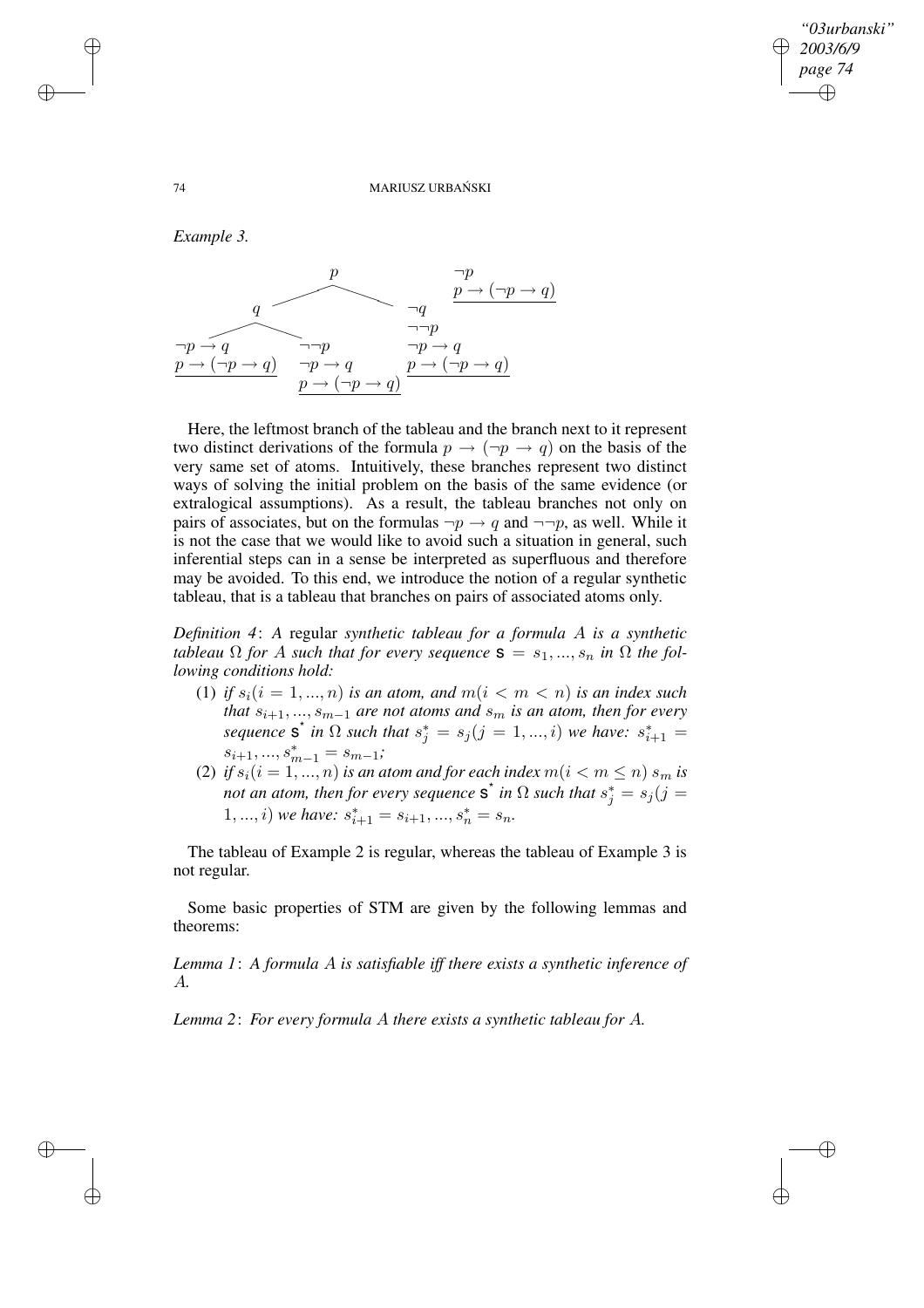*Example 3.*

$$
\begin{array}{ccccc}
 & & p & & \neg p \\
 & & & & \underline{p \to (\neg p \to q)} \\
 & q & & \neg q & \\
 & & & \neg\neg p & \\
\neg p \to q & & \neg\neg p & \neg p \to q & \\
\underline{p \to (\neg p \to q)} & & \neg p \to q & \underline{p \to (\neg p \to q)} & \\
 & & \underline{p \to (\neg p \to q)} & &
\end{array}
$$

Here, the leftmost branch of the tableau and the branch next to it represent two distinct derivations of the formula $p \to (\neg p \to q)$ on the basis of the very same set of atoms. Intuitively, these branches represent two distinct ways of solving the initial problem on the basis of the same evidence (or extralogical assumptions). As a result, the tableau branches not only on pairs of associates, but on the formulas $\neg p \to q$ and $\neg\neg p$, as well. While it is not the case that we would like to avoid such a situation in general, such inferential steps can in a sense be interpreted as superfluous and therefore may be avoided. To this end, we introduce the notion of a regular synthetic tableau, that is a tableau that branches on pairs of associated atoms only.

*Definition 4*: *A* regular *synthetic tableau for a formula $A$ is a synthetic tableau $\Omega$ for $A$ such that for every sequence $\mathtt{s} = s_1, ..., s_n$ in $\Omega$ the following conditions hold:*

(1) *if $s_i (i = 1, ..., n)$ is an atom, and $m (i < m < n)$ is an index such that $s_{i+1}, ..., s_{m-1}$ are not atoms and $s_m$ is an atom, then for every sequence $\mathtt{s}^{\star}$ in $\Omega$ such that $s^*_j = s_j (j = 1, ..., i)$ we have: $s^*_{i+1} = s_{i+1}, ..., s^*_{m-1} = s_{m-1}$;*

(2) *if $s_i (i = 1, ..., n)$ is an atom and for each index $m (i < m \leq n)$ $s_m$ is not an atom, then for every sequence $\mathtt{s}^{\star}$ in $\Omega$ such that $s^*_j = s_j (j = 1, ..., i)$ we have: $s^*_{i+1} = s_{i+1}, ..., s^*_n = s_n$.*

The tableau of Example 2 is regular, whereas the tableau of Example 3 is not regular.

Some basic properties of STM are given by the following lemmas and theorems:

*Lemma 1*: *A formula $A$ is satisfiable iff there exists a synthetic inference of $A$.*

*Lemma 2*: *For every formula $A$ there exists a synthetic tableau for $A$.*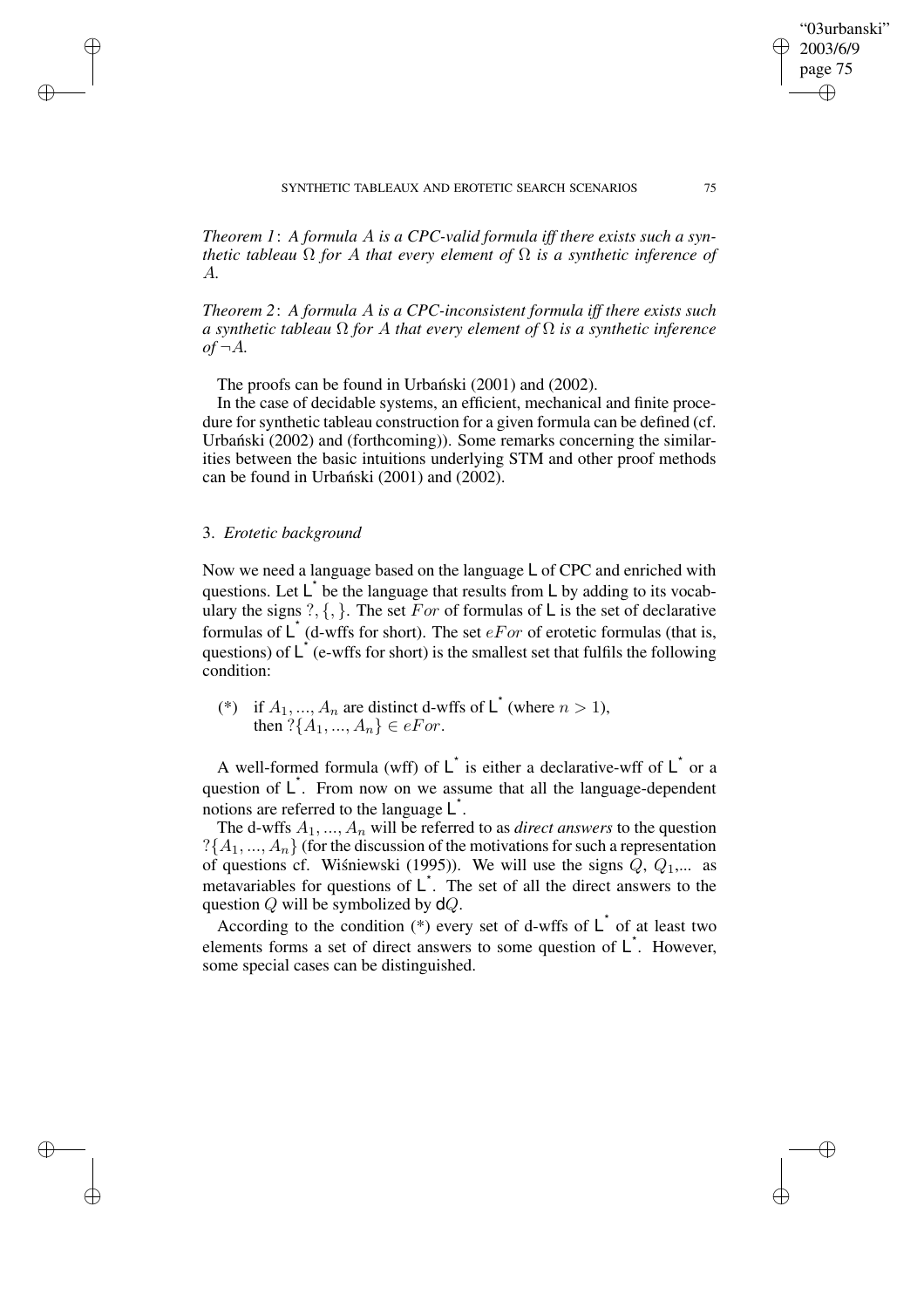*Theorem 1*: *A formula $A$ is a CPC-valid formula iff there exists such a synthetic tableau $\Omega$ for $A$ that every element of $\Omega$ is a synthetic inference of $A$.*

*Theorem 2*: *A formula $A$ is a CPC-inconsistent formula iff there exists such a synthetic tableau $\Omega$ for $A$ that every element of $\Omega$ is a synthetic inference of $\neg A$.*

The proofs can be found in Urbański (2001) and (2002).

In the case of decidable systems, an efficient, mechanical and finite procedure for synthetic tableau construction for a given formula can be defined (cf. Urbański (2002) and (forthcoming)). Some remarks concerning the similarities between the basic intuitions underlying STM and other proof methods can be found in Urbański (2001) and (2002).

### 3. *Erotetic background*

Now we need a language based on the language $\mathsf{L}$ of CPC and enriched with questions. Let $\mathsf{L}^*$ be the language that results from $\mathsf{L}$ by adding to its vocabulary the signs $?, \{, \}$. The set $For$ of formulas of $\mathsf{L}$ is the set of declarative formulas of $\mathsf{L}^*$ (d-wffs for short). The set $eFor$ of erotetic formulas (that is, questions) of $\mathsf{L}^*$ (e-wffs for short) is the smallest set that fulfils the following condition:

(*) if $A_1, ..., A_n$ are distinct d-wffs of $\mathsf{L}^*$ (where $n > 1$), then $?\{A_1, ..., A_n\} \in eFor$.

A well-formed formula (wff) of $\mathsf{L}^*$ is either a declarative-wff of $\mathsf{L}^*$ or a question of $\mathsf{L}^*$. From now on we assume that all the language-dependent notions are referred to the language $\mathsf{L}^*$.

The d-wffs $A_1, ..., A_n$ will be referred to as *direct answers* to the question $?\{A_1, ..., A_n\}$ (for the discussion of the motivations for such a representation of questions cf. Wiśniewski (1995)). We will use the signs $Q$, $Q_1$,... as metavariables for questions of $\mathsf{L}^*$. The set of all the direct answers to the question $Q$ will be symbolized by $\mathsf{d}Q$.

According to the condition (*) every set of d-wffs of $\mathsf{L}^*$ of at least two elements forms a set of direct answers to some question of $\mathsf{L}^*$. However, some special cases can be distinguished.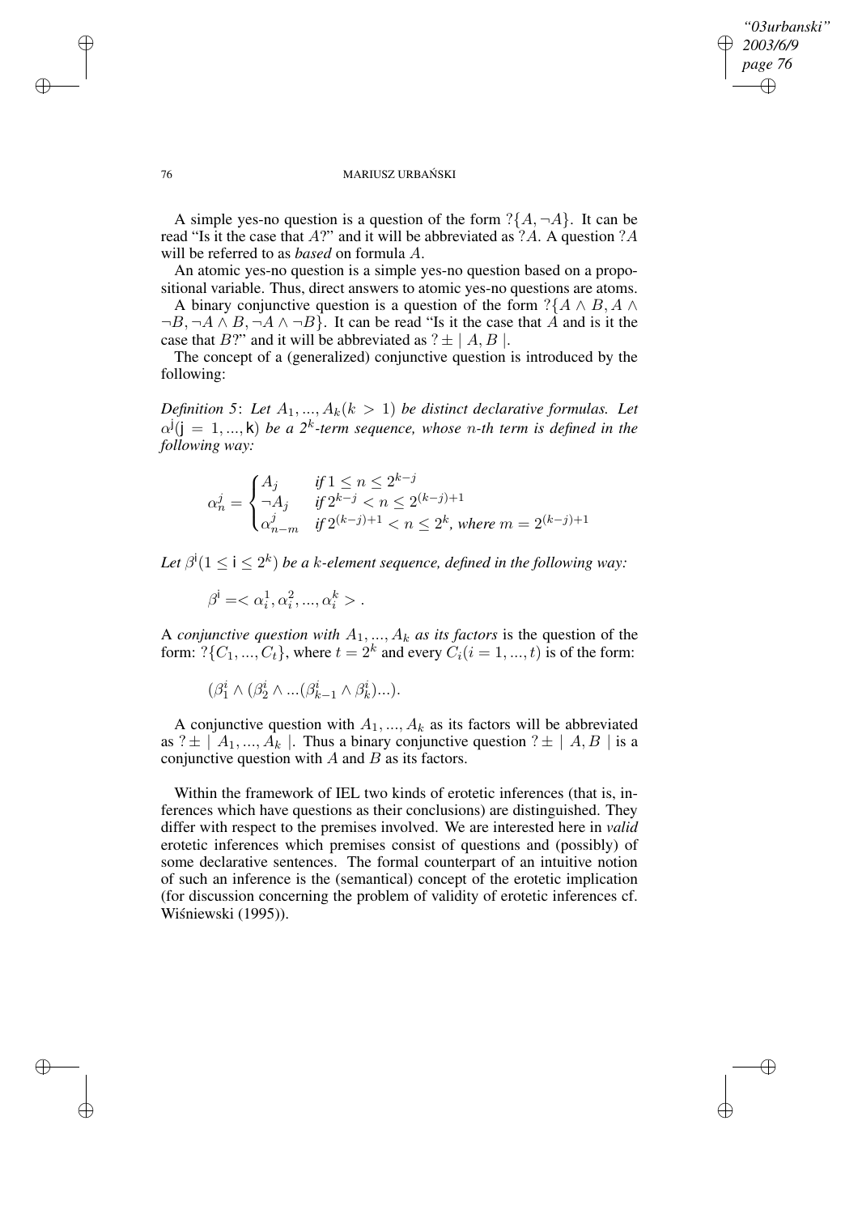A simple yes-no question is a question of the form $?\{A, \neg A\}$. It can be read "Is it the case that $A$?" and it will be abbreviated as $?A$. A question $?A$ will be referred to as *based* on formula $A$.

An atomic yes-no question is a simple yes-no question based on a propositional variable. Thus, direct answers to atomic yes-no questions are atoms.

A binary conjunctive question is a question of the form $?\{A \wedge B, A \wedge \neg B, \neg A \wedge B, \neg A \wedge \neg B\}$. It can be read "Is it the case that $A$ and is it the case that $B$?" and it will be abbreviated as $? \pm \mid A, B \mid$.

The concept of a (generalized) conjunctive question is introduced by the following:

*Definition 5*: *Let $A_1, ..., A_k (k > 1)$ be distinct declarative formulas. Let $\alpha^{\mathsf{j}} (\mathsf{j} = 1, ..., \mathsf{k})$ be a $2^k$-term sequence, whose $n$-th term is defined in the following way:*

$$\alpha_n^j = \begin{cases} A_j & \textit{if } 1 \leq n \leq 2^{k-j} \\ \neg A_j & \textit{if } 2^{k-j} < n \leq 2^{(k-j)+1} \\ \alpha_{n-m}^j & \textit{if } 2^{(k-j)+1} < n \leq 2^k\textit{, where } m = 2^{(k-j)+1} \end{cases}$$

*Let $\beta^{\mathsf{i}} (1 \leq \mathsf{i} \leq 2^k)$ be a $k$-element sequence, defined in the following way:*

$$\beta^{\mathsf{i}} = < \alpha_i^1, \alpha_i^2, ..., \alpha_i^k > .$$

A *conjunctive question with $A_1, ..., A_k$ as its factors* is the question of the form: $?\{C_1, ..., C_t\}$, where $t = 2^k$ and every $C_i (i = 1, ..., t)$ is of the form:

$$(\beta_1^i \wedge (\beta_2^i \wedge ...(\beta_{k-1}^i \wedge \beta_k^i)...).$$

A conjunctive question with $A_1, ..., A_k$ as its factors will be abbreviated as $? \pm \mid A_1, ..., A_k \mid$. Thus a binary conjunctive question $? \pm \mid A, B \mid$ is a conjunctive question with $A$ and $B$ as its factors.

Within the framework of IEL two kinds of erotetic inferences (that is, inferences which have questions as their conclusions) are distinguished. They differ with respect to the premises involved. We are interested here in *valid* erotetic inferences which premises consist of questions and (possibly) of some declarative sentences. The formal counterpart of an intuitive notion of such an inference is the (semantical) concept of the erotetic implication (for discussion concerning the problem of validity of erotetic inferences cf. Wiśniewski (1995)).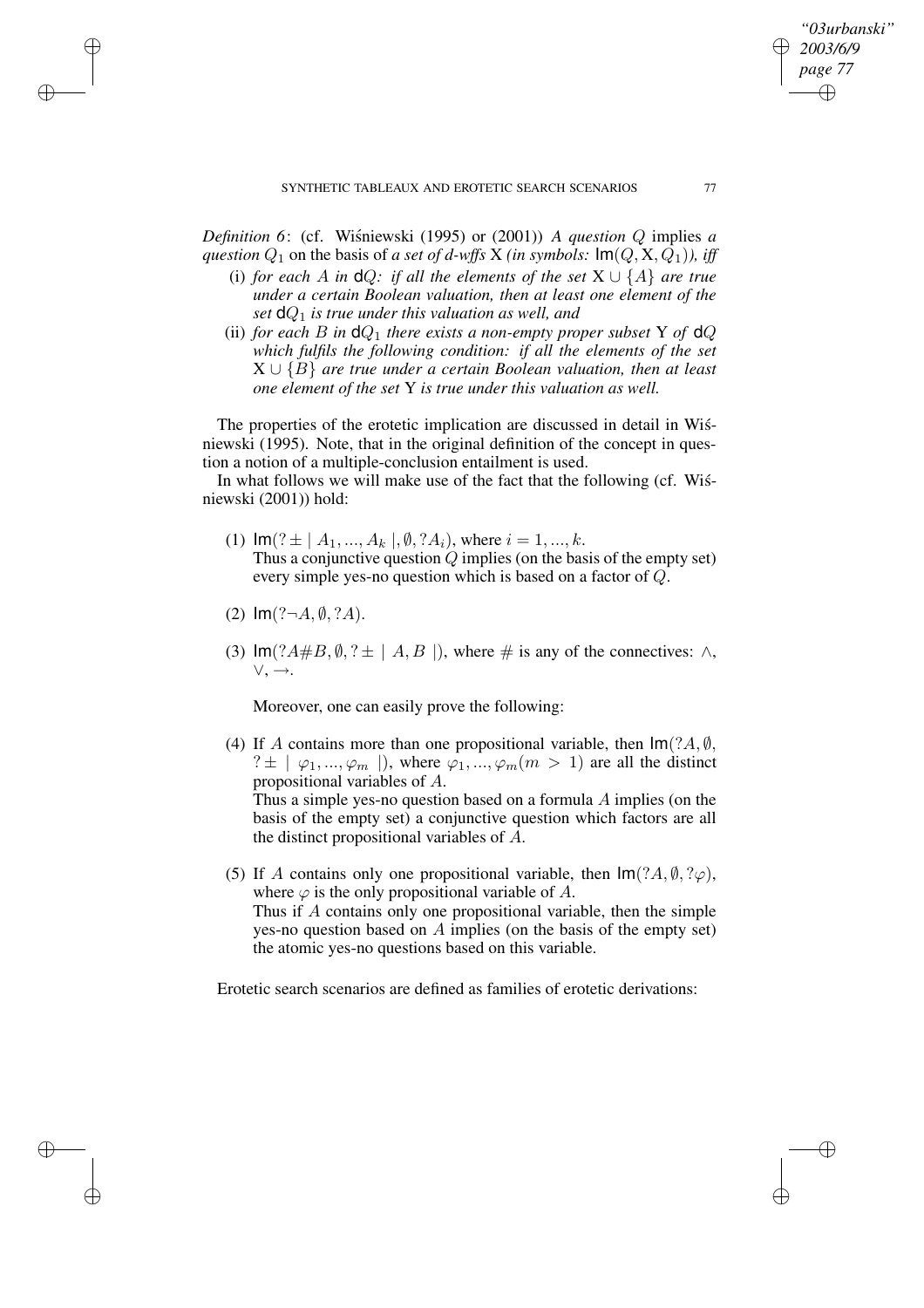*Definition 6*: (cf. Wiśniewski (1995) or (2001)) *A question $Q$* implies *a question $Q_1$* on the basis of *a set of d-wffs* X *(in symbols:* $\mathsf{Im}(Q, \mathrm{X}, Q_1)$*), iff*

(i) *for each $A$ in $\mathsf{d}Q$: if all the elements of the set $\mathrm{X} \cup \{A\}$ are true under a certain Boolean valuation, then at least one element of the set $\mathsf{d}Q_1$ is true under this valuation as well, and*

(ii) *for each $B$ in $\mathsf{d}Q_1$ there exists a non-empty proper subset* Y *of $\mathsf{d}Q$ which fulfils the following condition: if all the elements of the set $\mathrm{X} \cup \{B\}$ are true under a certain Boolean valuation, then at least one element of the set* Y *is true under this valuation as well.*

The properties of the erotetic implication are discussed in detail in Wiśniewski (1995). Note, that in the original definition of the concept in question a notion of a multiple-conclusion entailment is used.

In what follows we will make use of the fact that the following (cf. Wiśniewski (2001)) hold:

(1) $\mathsf{Im}(? \pm \mid A_1, ..., A_k \mid, \emptyset, ?A_i)$, where $i = 1, ..., k$.
Thus a conjunctive question $Q$ implies (on the basis of the empty set) every simple yes-no question which is based on a factor of $Q$.

(2) $\mathsf{Im}(?\neg A, \emptyset, ?A)$.

(3) $\mathsf{Im}(?A\#B, \emptyset, ? \pm \mid A, B \mid)$, where $\#$ is any of the connectives: $\wedge$, $\vee$, $\rightarrow$.

Moreover, one can easily prove the following:

(4) If $A$ contains more than one propositional variable, then $\mathsf{Im}(?A, \emptyset, ? \pm \mid \varphi_1, ..., \varphi_m \mid)$, where $\varphi_1, ..., \varphi_m (m > 1)$ are all the distinct propositional variables of $A$.
Thus a simple yes-no question based on a formula $A$ implies (on the basis of the empty set) a conjunctive question which factors are all the distinct propositional variables of $A$.

(5) If $A$ contains only one propositional variable, then $\mathsf{Im}(?A, \emptyset, ?\varphi)$, where $\varphi$ is the only propositional variable of $A$.
Thus if $A$ contains only one propositional variable, then the simple yes-no question based on $A$ implies (on the basis of the empty set) the atomic yes-no questions based on this variable.

Erotetic search scenarios are defined as families of erotetic derivations: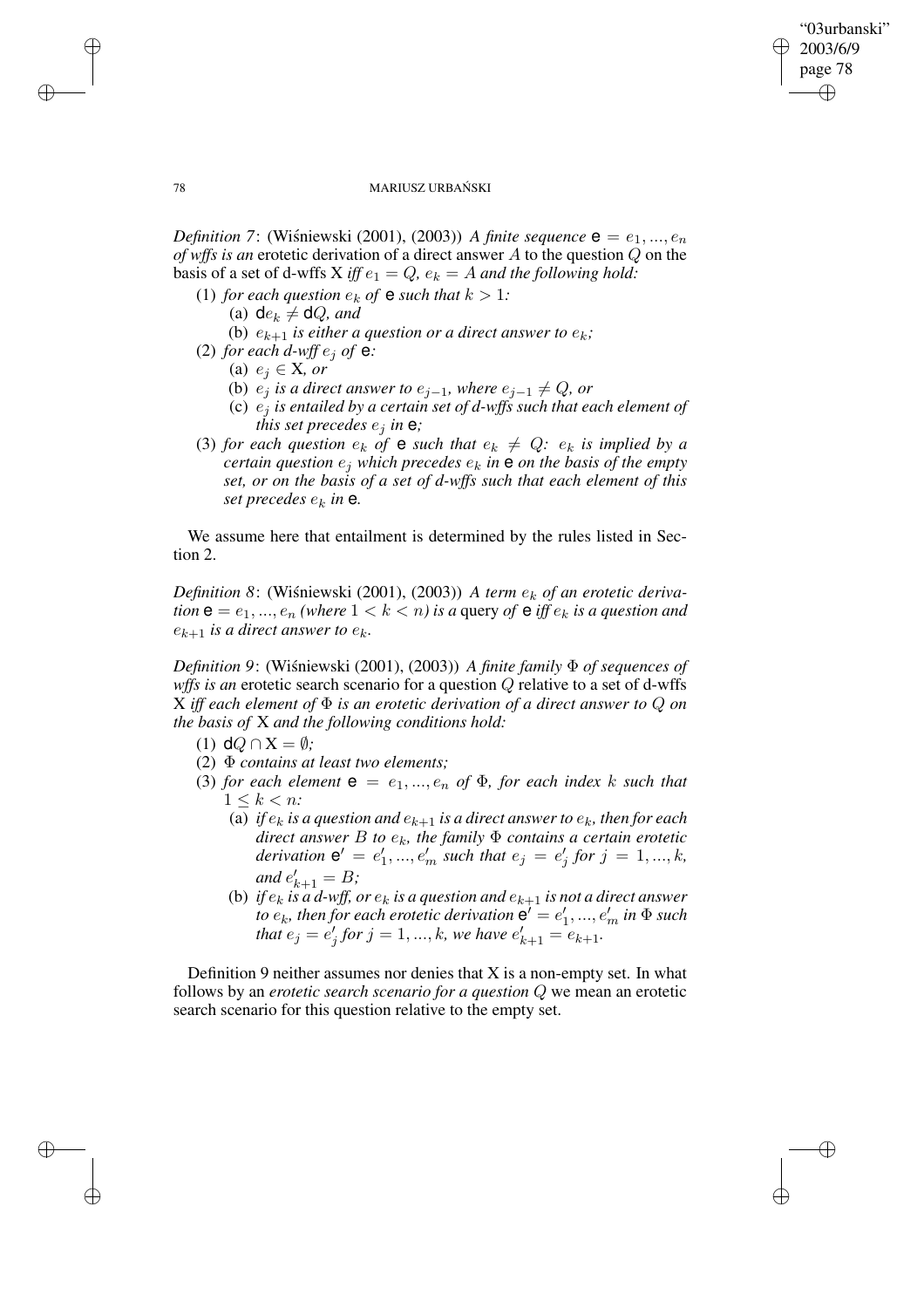*Definition 7*: (Wiśniewski (2001), (2003)) *A finite sequence* $\mathbf{e} = e_1, ..., e_n$ *of wffs is an* erotetic derivation of a direct answer $A$ to the question $Q$ on the basis of a set of d-wffs X *iff* $e_1 = Q$, $e_k = A$ *and the following hold:*

(1) *for each question* $e_k$ *of* $\mathbf{e}$ *such that* $k > 1$*:*
  (a) $\mathsf{d}e_k \neq \mathsf{d}Q$*, and*
  (b) $e_{k+1}$ *is either a question or a direct answer to* $e_k$*;*

(2) *for each d-wff* $e_j$ *of* $\mathbf{e}$*:*
  (a) $e_j \in$ X*, or*
  (b) $e_j$ *is a direct answer to* $e_{j-1}$*, where* $e_{j-1} \neq Q$*, or*
  (c) $e_j$ *is entailed by a certain set of d-wffs such that each element of this set precedes* $e_j$ *in* $\mathbf{e}$*;*

(3) *for each question* $e_k$ *of* $\mathbf{e}$ *such that* $e_k \neq Q$*:* $e_k$ *is implied by a certain question* $e_j$ *which precedes* $e_k$ *in* $\mathbf{e}$ *on the basis of the empty set, or on the basis of a set of d-wffs such that each element of this set precedes* $e_k$ *in* $\mathbf{e}$*.*

We assume here that entailment is determined by the rules listed in Section 2.

*Definition 8*: (Wiśniewski (2001), (2003)) *A term* $e_k$ *of an erotetic derivation* $\mathbf{e} = e_1, ..., e_n$ *(where* $1 < k < n$*) is a* query *of* $\mathbf{e}$ *iff* $e_k$ *is a question and* $e_{k+1}$ *is a direct answer to* $e_k$*.*

*Definition 9*: (Wiśniewski (2001), (2003)) *A finite family* $\Phi$ *of sequences of wffs is an* erotetic search scenario for a question $Q$ relative to a set of d-wffs X *iff each element of* $\Phi$ *is an erotetic derivation of a direct answer to* $Q$ *on the basis of* X *and the following conditions hold:*

(1) $\mathsf{d}Q \cap \mathrm{X} = \emptyset$*;*

(2) $\Phi$ *contains at least two elements;*

(3) *for each element* $\mathbf{e} = e_1, ..., e_n$ *of* $\Phi$*, for each index* $k$ *such that* $1 \leq k < n$*:*
  (a) *if* $e_k$ *is a question and* $e_{k+1}$ *is a direct answer to* $e_k$*, then for each direct answer* $B$ *to* $e_k$*, the family* $\Phi$ *contains a certain erotetic derivation* $\mathbf{e}' = e'_1, ..., e'_m$ *such that* $e_j = e'_j$ *for* $j = 1, ..., k$*, and* $e'_{k+1} = B$*;*
  (b) *if* $e_k$ *is a d-wff, or* $e_k$ *is a question and* $e_{k+1}$ *is not a direct answer to* $e_k$*, then for each erotetic derivation* $\mathbf{e}' = e'_1, ..., e'_m$ *in* $\Phi$ *such that* $e_j = e'_j$ *for* $j = 1, ..., k$*, we have* $e'_{k+1} = e_{k+1}$*.*

Definition 9 neither assumes nor denies that X is a non-empty set. In what follows by an *erotetic search scenario for a question* $Q$ we mean an erotetic search scenario for this question relative to the empty set.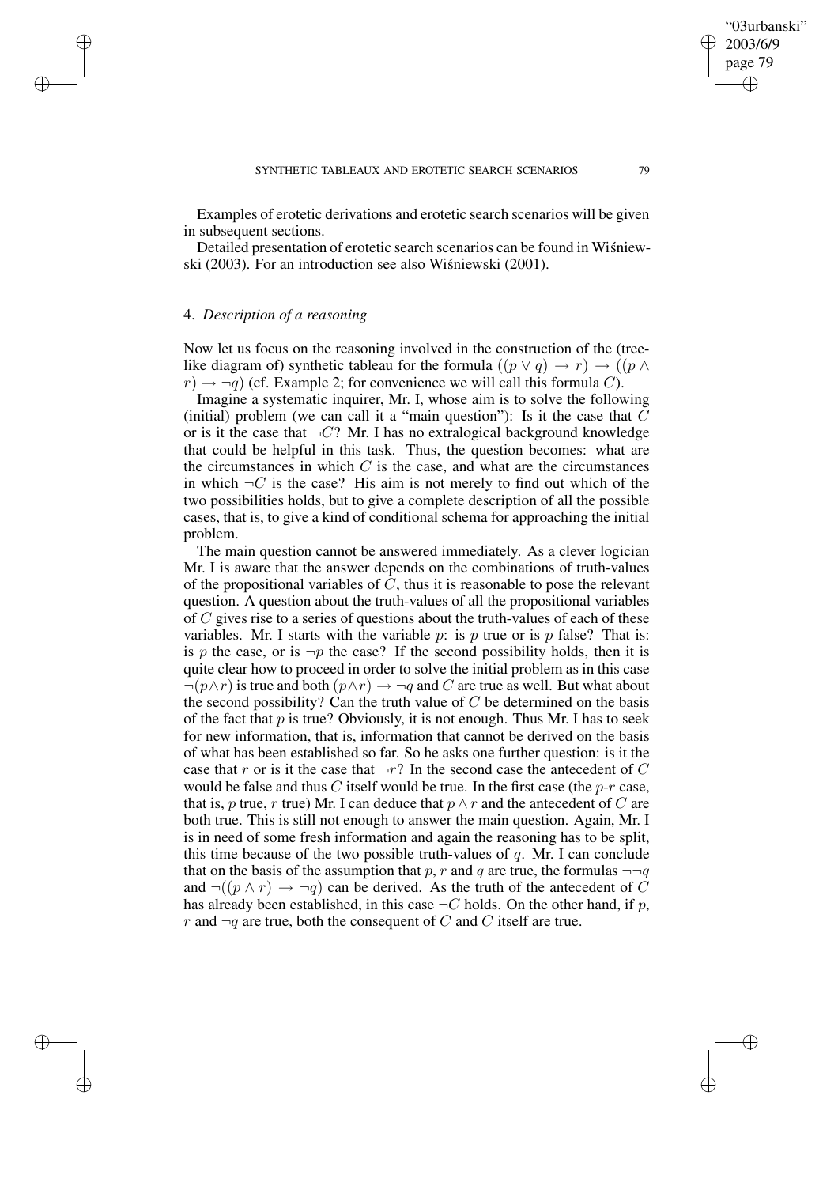Examples of erotetic derivations and erotetic search scenarios will be given in subsequent sections.

Detailed presentation of erotetic search scenarios can be found in Wiśniewski (2003). For an introduction see also Wiśniewski (2001).

## 4. *Description of a reasoning*

Now let us focus on the reasoning involved in the construction of the (tree-like diagram of) synthetic tableau for the formula $((p \vee q) \rightarrow r) \rightarrow ((p \wedge r) \rightarrow \neg q)$ (cf. Example 2; for convenience we will call this formula $C$).

Imagine a systematic inquirer, Mr. I, whose aim is to solve the following (initial) problem (we can call it a "main question"): Is it the case that $C$ or is it the case that $\neg C$? Mr. I has no extralogical background knowledge that could be helpful in this task. Thus, the question becomes: what are the circumstances in which $C$ is the case, and what are the circumstances in which $\neg C$ is the case? His aim is not merely to find out which of the two possibilities holds, but to give a complete description of all the possible cases, that is, to give a kind of conditional schema for approaching the initial problem.

The main question cannot be answered immediately. As a clever logician Mr. I is aware that the answer depends on the combinations of truth-values of the propositional variables of $C$, thus it is reasonable to pose the relevant question. A question about the truth-values of all the propositional variables of $C$ gives rise to a series of questions about the truth-values of each of these variables. Mr. I starts with the variable $p$: is $p$ true or is $p$ false? That is: is $p$ the case, or is $\neg p$ the case? If the second possibility holds, then it is quite clear how to proceed in order to solve the initial problem as in this case $\neg(p \wedge r)$ is true and both $(p \wedge r) \rightarrow \neg q$ and $C$ are true as well. But what about the second possibility? Can the truth value of $C$ be determined on the basis of the fact that $p$ is true? Obviously, it is not enough. Thus Mr. I has to seek for new information, that is, information that cannot be derived on the basis of what has been established so far. So he asks one further question: is it the case that $r$ or is it the case that $\neg r$? In the second case the antecedent of $C$ would be false and thus $C$ itself would be true. In the first case (the $p$-$r$ case, that is, $p$ true, $r$ true) Mr. I can deduce that $p \wedge r$ and the antecedent of $C$ are both true. This is still not enough to answer the main question. Again, Mr. I is in need of some fresh information and again the reasoning has to be split, this time because of the two possible truth-values of $q$. Mr. I can conclude that on the basis of the assumption that $p$, $r$ and $q$ are true, the formulas $\neg\neg q$ and $\neg((p \wedge r) \rightarrow \neg q)$ can be derived. As the truth of the antecedent of $C$ has already been established, in this case $\neg C$ holds. On the other hand, if $p$, $r$ and $\neg q$ are true, both the consequent of $C$ and $C$ itself are true.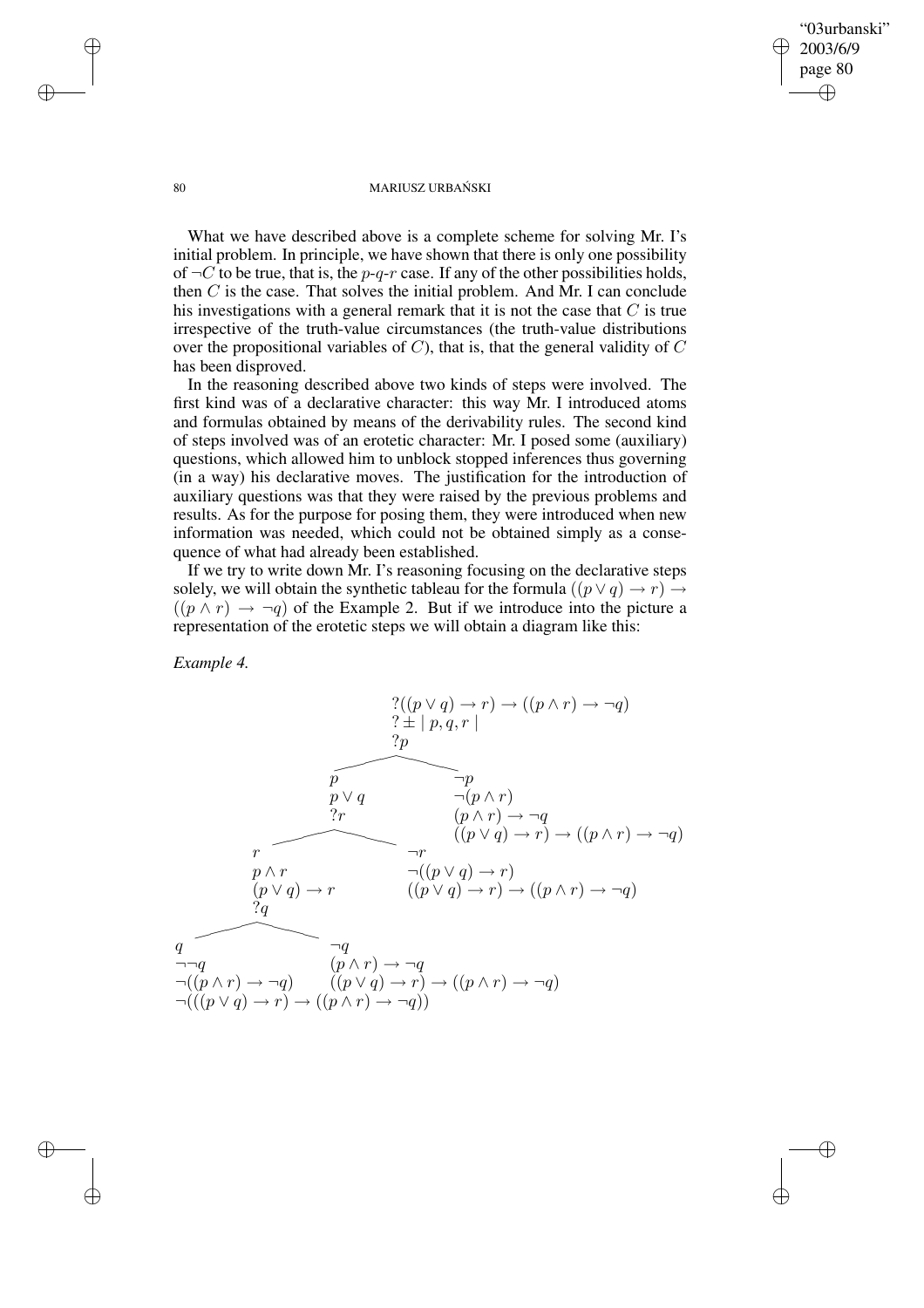What we have described above is a complete scheme for solving Mr. I's initial problem. In principle, we have shown that there is only one possibility of $\neg C$ to be true, that is, the $p$-$q$-$r$ case. If any of the other possibilities holds, then $C$ is the case. That solves the initial problem. And Mr. I can conclude his investigations with a general remark that it is not the case that $C$ is true irrespective of the truth-value circumstances (the truth-value distributions over the propositional variables of $C$), that is, that the general validity of $C$ has been disproved.

In the reasoning described above two kinds of steps were involved. The first kind was of a declarative character: this way Mr. I introduced atoms and formulas obtained by means of the derivability rules. The second kind of steps involved was of an erotetic character: Mr. I posed some (auxiliary) questions, which allowed him to unblock stopped inferences thus governing (in a way) his declarative moves. The justification for the introduction of auxiliary questions was that they were raised by the previous problems and results. As for the purpose for posing them, they were introduced when new information was needed, which could not be obtained simply as a consequence of what had already been established.

If we try to write down Mr. I's reasoning focusing on the declarative steps solely, we will obtain the synthetic tableau for the formula $((p \vee q) \rightarrow r) \rightarrow ((p \wedge r) \rightarrow \neg q)$ of the Example 2. But if we introduce into the picture a representation of the erotetic steps we will obtain a diagram like this:

*Example 4.*

$$?((p \vee q) \rightarrow r) \rightarrow ((p \wedge r) \rightarrow \neg q)$$
$$? \pm \mid p, q, r \mid$$
$$?p$$

Left branch:

$p$
$p \vee q$
$?r$

- Left branch:

  $r$
  $p \wedge r$
  $(p \vee q) \rightarrow r$
  $?q$

  - Left branch:

    $q$
    $\neg\neg q$
    $\neg((p \wedge r) \rightarrow \neg q)$
    $\neg(((p \vee q) \rightarrow r) \rightarrow ((p \wedge r) \rightarrow \neg q))$

  - Right branch:

    $\neg q$
    $(p \wedge r) \rightarrow \neg q$
    $((p \vee q) \rightarrow r) \rightarrow ((p \wedge r) \rightarrow \neg q)$

- Right branch:

  $\neg r$
  $\neg((p \vee q) \rightarrow r)$
  $((p \vee q) \rightarrow r) \rightarrow ((p \wedge r) \rightarrow \neg q)$

Right branch:

$\neg p$
$\neg(p \wedge r)$
$(p \wedge r) \rightarrow \neg q$
$((p \vee q) \rightarrow r) \rightarrow ((p \wedge r) \rightarrow \neg q)$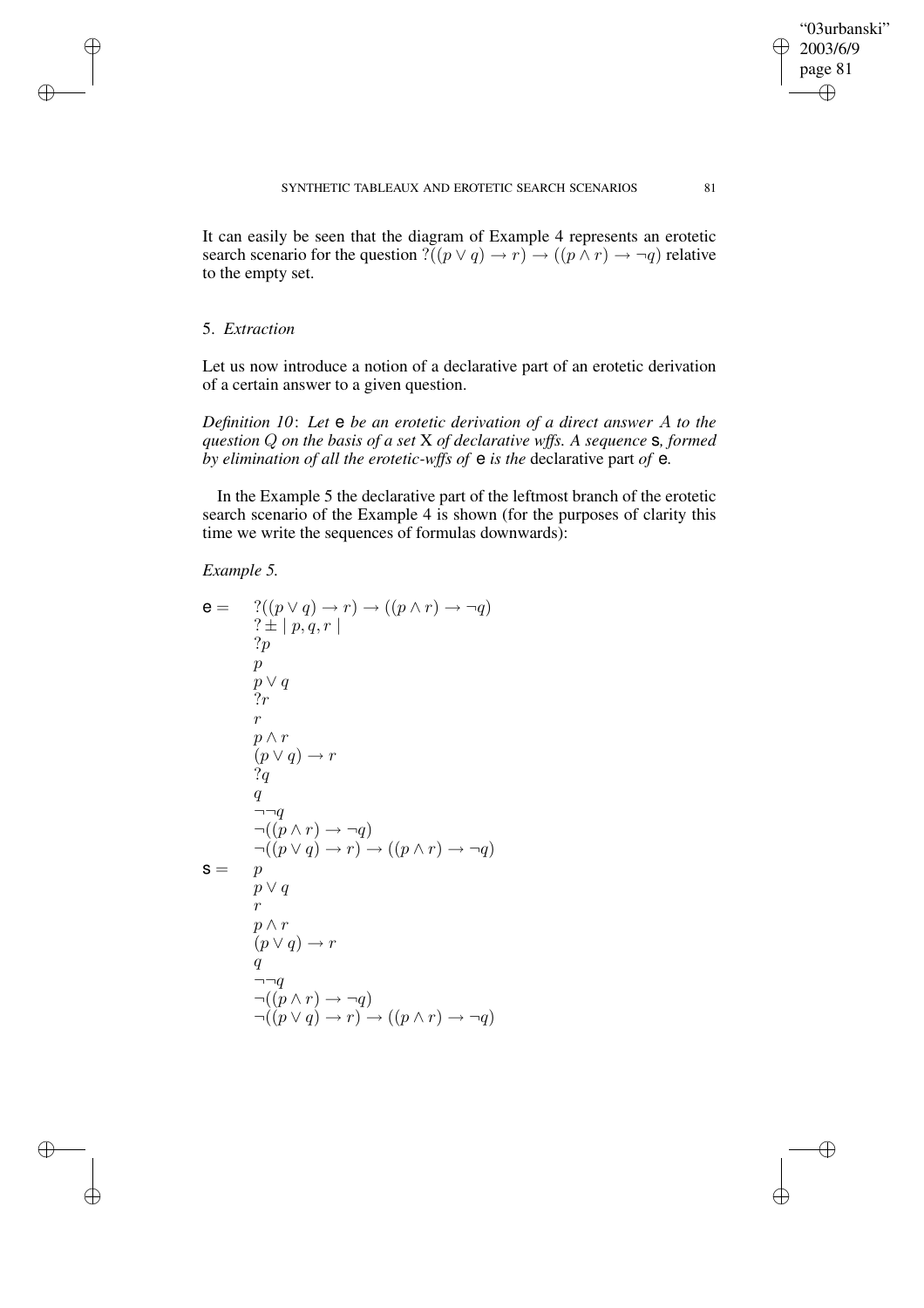It can easily be seen that the diagram of Example 4 represents an erotetic search scenario for the question $?((p \vee q) \rightarrow r) \rightarrow ((p \wedge r) \rightarrow \neg q)$ relative to the empty set.

## 5. *Extraction*

Let us now introduce a notion of a declarative part of an erotetic derivation of a certain answer to a given question.

*Definition 10*: *Let* $\mathtt{e}$ *be an erotetic derivation of a direct answer* $A$ *to the question* $Q$ *on the basis of a set* X *of declarative wffs. A sequence* $\mathtt{s}$*, formed by elimination of all the erotetic-wffs of* $\mathtt{e}$ *is the* declarative part *of* $\mathtt{e}$*.*

In the Example 5 the declarative part of the leftmost branch of the erotetic search scenario of the Example 4 is shown (for the purposes of clarity this time we write the sequences of formulas downwards):

*Example 5.*

$$
\begin{array}{ll}
\mathtt{e} = & ?((p \vee q) \rightarrow r) \rightarrow ((p \wedge r) \rightarrow \neg q) \\
& ? \pm \mid p, q, r \mid \\
& ?p \\
& p \\
& p \vee q \\
& ?r \\
& r \\
& p \wedge r \\
& (p \vee q) \rightarrow r \\
& ?q \\
& q \\
& \neg\neg q \\
& \neg((p \wedge r) \rightarrow \neg q) \\
& \neg((p \vee q) \rightarrow r) \rightarrow ((p \wedge r) \rightarrow \neg q) \\
\mathtt{s} = & p \\
& p \vee q \\
& r \\
& p \wedge r \\
& (p \vee q) \rightarrow r \\
& q \\
& \neg\neg q \\
& \neg((p \wedge r) \rightarrow \neg q) \\
& \neg((p \vee q) \rightarrow r) \rightarrow ((p \wedge r) \rightarrow \neg q)
\end{array}
$$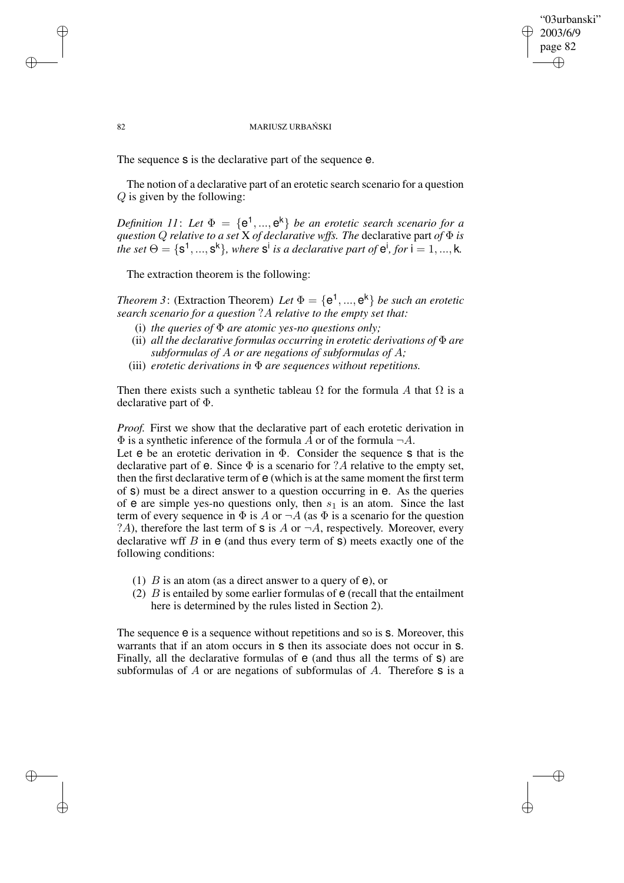The sequence $\mathsf{s}$ is the declarative part of the sequence $\mathsf{e}$.

The notion of a declarative part of an erotetic search scenario for a question $Q$ is given by the following:

*Definition 11*: *Let* $\Phi = \{\mathsf{e}^1, ..., \mathsf{e}^k\}$ *be an erotetic search scenario for a question* $Q$ *relative to a set* X *of declarative wffs. The* declarative part *of* $\Phi$ *is the set* $\Theta = \{\mathsf{s}^1, ..., \mathsf{s}^k\}$*, where* $\mathsf{s}^i$ *is a declarative part of* $\mathsf{e}^i$*, for* $i = 1, ..., k$.

The extraction theorem is the following:

*Theorem 3*: (Extraction Theorem) *Let* $\Phi = \{\mathsf{e}^1, ..., \mathsf{e}^k\}$ *be such an erotetic search scenario for a question* $?A$ *relative to the empty set that:*

(i) *the queries of* $\Phi$ *are atomic yes-no questions only;*
(ii) *all the declarative formulas occurring in erotetic derivations of* $\Phi$ *are subformulas of* $A$ *or are negations of subformulas of* $A$*;*
(iii) *erotetic derivations in* $\Phi$ *are sequences without repetitions.*

Then there exists such a synthetic tableau $\Omega$ for the formula $A$ that $\Omega$ is a declarative part of $\Phi$.

*Proof.* First we show that the declarative part of each erotetic derivation in $\Phi$ is a synthetic inference of the formula $A$ or of the formula $\neg A$.
Let $\mathsf{e}$ be an erotetic derivation in $\Phi$. Consider the sequence $\mathsf{s}$ that is the declarative part of $\mathsf{e}$. Since $\Phi$ is a scenario for $?A$ relative to the empty set, then the first declarative term of $\mathsf{e}$ (which is at the same moment the first term of $\mathsf{s}$) must be a direct answer to a question occurring in $\mathsf{e}$. As the queries of $\mathsf{e}$ are simple yes-no questions only, then $s_1$ is an atom. Since the last term of every sequence in $\Phi$ is $A$ or $\neg A$ (as $\Phi$ is a scenario for the question $?A$), therefore the last term of $\mathsf{s}$ is $A$ or $\neg A$, respectively. Moreover, every declarative wff $B$ in $\mathsf{e}$ (and thus every term of $\mathsf{s}$) meets exactly one of the following conditions:

(1) $B$ is an atom (as a direct answer to a query of $\mathsf{e}$), or
(2) $B$ is entailed by some earlier formulas of $\mathsf{e}$ (recall that the entailment here is determined by the rules listed in Section 2).

The sequence $\mathsf{e}$ is a sequence without repetitions and so is $\mathsf{s}$. Moreover, this warrants that if an atom occurs in $\mathsf{s}$ then its associate does not occur in $\mathsf{s}$. Finally, all the declarative formulas of $\mathsf{e}$ (and thus all the terms of $\mathsf{s}$) are subformulas of $A$ or are negations of subformulas of $A$. Therefore $\mathsf{s}$ is a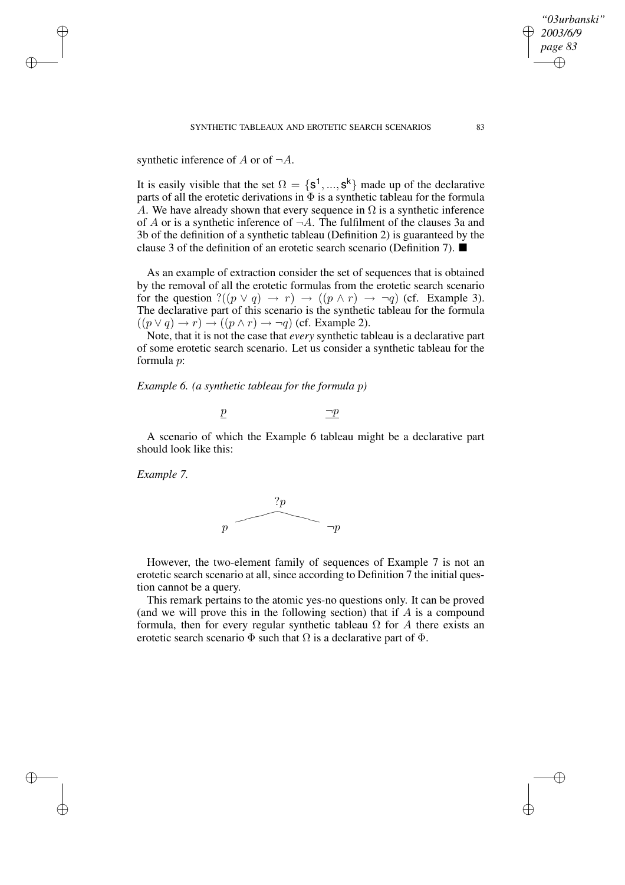synthetic inference of $A$ or of $\neg A$.

It is easily visible that the set $\Omega = \{\mathsf{s}^1, ..., \mathsf{s}^k\}$ made up of the declarative parts of all the erotetic derivations in $\Phi$ is a synthetic tableau for the formula $A$. We have already shown that every sequence in $\Omega$ is a synthetic inference of $A$ or is a synthetic inference of $\neg A$. The fulfilment of the clauses 3a and 3b of the definition of a synthetic tableau (Definition 2) is guaranteed by the clause 3 of the definition of an erotetic search scenario (Definition 7). ■

As an example of extraction consider the set of sequences that is obtained by the removal of all the erotetic formulas from the erotetic search scenario for the question $?((p \vee q) \rightarrow r) \rightarrow ((p \wedge r) \rightarrow \neg q)$ (cf. Example 3). The declarative part of this scenario is the synthetic tableau for the formula $((p \vee q) \rightarrow r) \rightarrow ((p \wedge r) \rightarrow \neg q)$ (cf. Example 2).

Note, that it is not the case that *every* synthetic tableau is a declarative part of some erotetic search scenario. Let us consider a synthetic tableau for the formula $p$:

*Example 6. (a synthetic tableau for the formula $p$)*

$$\underline{p} \qquad\qquad\qquad \underline{\neg p}$$

A scenario of which the Example 6 tableau might be a declarative part should look like this:

*Example 7.*

$$?p$$

$$p \qquad\qquad\qquad \neg p$$

However, the two-element family of sequences of Example 7 is not an erotetic search scenario at all, since according to Definition 7 the initial question cannot be a query.

This remark pertains to the atomic yes-no questions only. It can be proved (and we will prove this in the following section) that if $A$ is a compound formula, then for every regular synthetic tableau $\Omega$ for $A$ there exists an erotetic search scenario $\Phi$ such that $\Omega$ is a declarative part of $\Phi$.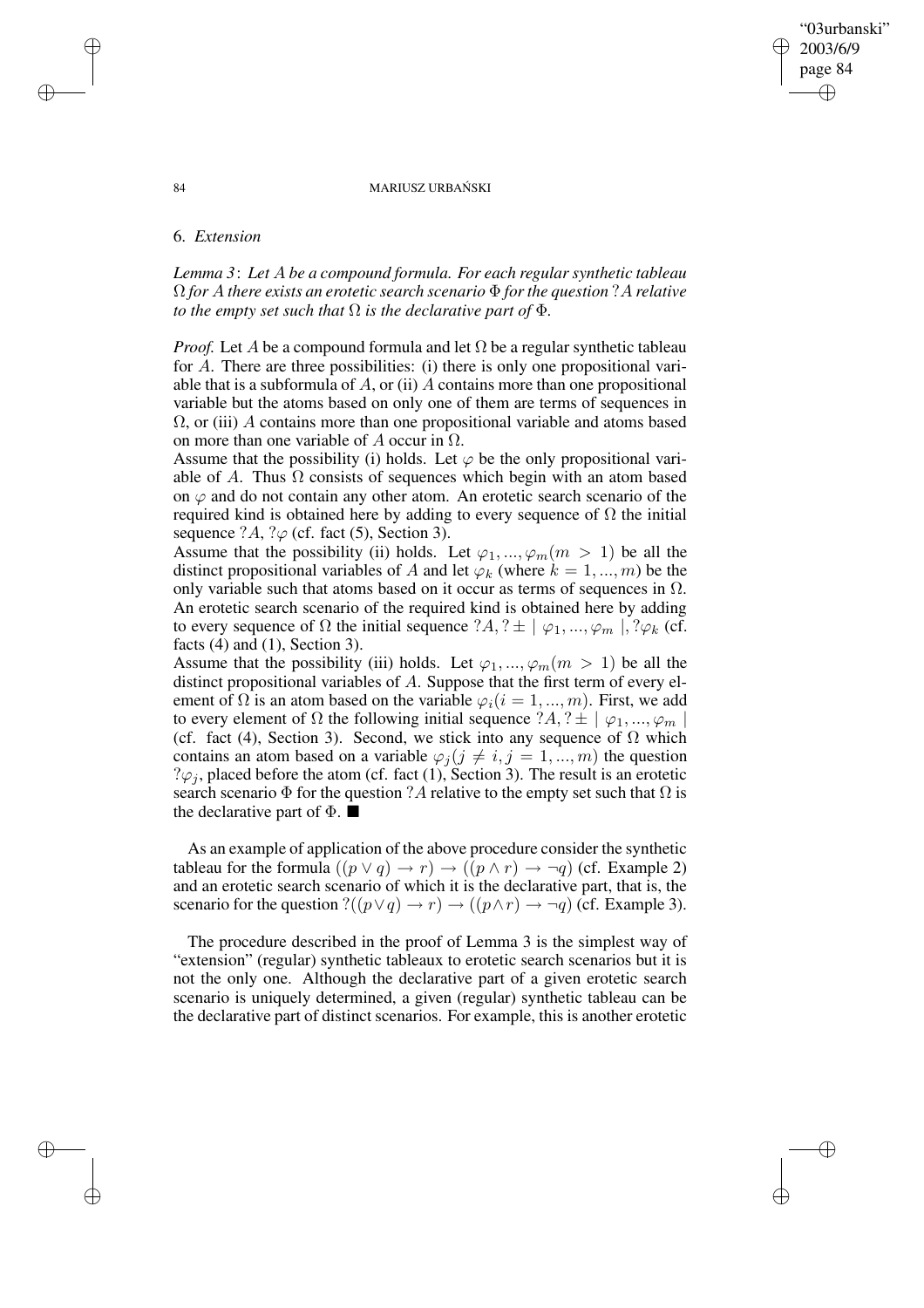## 6. *Extension*

*Lemma 3*: *Let $A$ be a compound formula. For each regular synthetic tableau $\Omega$ for $A$ there exists an erotetic search scenario $\Phi$ for the question $?A$ relative to the empty set such that $\Omega$ is the declarative part of $\Phi$.*

*Proof.* Let $A$ be a compound formula and let $\Omega$ be a regular synthetic tableau for $A$. There are three possibilities: (i) there is only one propositional variable that is a subformula of $A$, or (ii) $A$ contains more than one propositional variable but the atoms based on only one of them are terms of sequences in $\Omega$, or (iii) $A$ contains more than one propositional variable and atoms based on more than one variable of $A$ occur in $\Omega$.

Assume that the possibility (i) holds. Let $\varphi$ be the only propositional variable of $A$. Thus $\Omega$ consists of sequences which begin with an atom based on $\varphi$ and do not contain any other atom. An erotetic search scenario of the required kind is obtained here by adding to every sequence of $\Omega$ the initial sequence $?A, ?\varphi$ (cf. fact (5), Section 3).

Assume that the possibility (ii) holds. Let $\varphi_1, ..., \varphi_m (m > 1)$ be all the distinct propositional variables of $A$ and let $\varphi_k$ (where $k = 1, ..., m$) be the only variable such that atoms based on it occur as terms of sequences in $\Omega$. An erotetic search scenario of the required kind is obtained here by adding to every sequence of $\Omega$ the initial sequence $?A, ? \pm \mid \varphi_1, ..., \varphi_m \mid, ?\varphi_k$ (cf. facts (4) and (1), Section 3).

Assume that the possibility (iii) holds. Let $\varphi_1, ..., \varphi_m (m > 1)$ be all the distinct propositional variables of $A$. Suppose that the first term of every element of $\Omega$ is an atom based on the variable $\varphi_i (i = 1, ..., m)$. First, we add to every element of $\Omega$ the following initial sequence $?A, ? \pm \mid \varphi_1, ..., \varphi_m \mid$ (cf. fact (4), Section 3). Second, we stick into any sequence of $\Omega$ which contains an atom based on a variable $\varphi_j (j \neq i, j = 1, ..., m)$ the question $?\varphi_j$, placed before the atom (cf. fact (1), Section 3). The result is an erotetic search scenario $\Phi$ for the question $?A$ relative to the empty set such that $\Omega$ is the declarative part of $\Phi$. ■

As an example of application of the above procedure consider the synthetic tableau for the formula $((p \vee q) \to r) \to ((p \wedge r) \to \neg q)$ (cf. Example 2) and an erotetic search scenario of which it is the declarative part, that is, the scenario for the question $?((p \vee q) \to r) \to ((p \wedge r) \to \neg q)$ (cf. Example 3).

The procedure described in the proof of Lemma 3 is the simplest way of "extension" (regular) synthetic tableaux to erotetic search scenarios but it is not the only one. Although the declarative part of a given erotetic search scenario is uniquely determined, a given (regular) synthetic tableau can be the declarative part of distinct scenarios. For example, this is another erotetic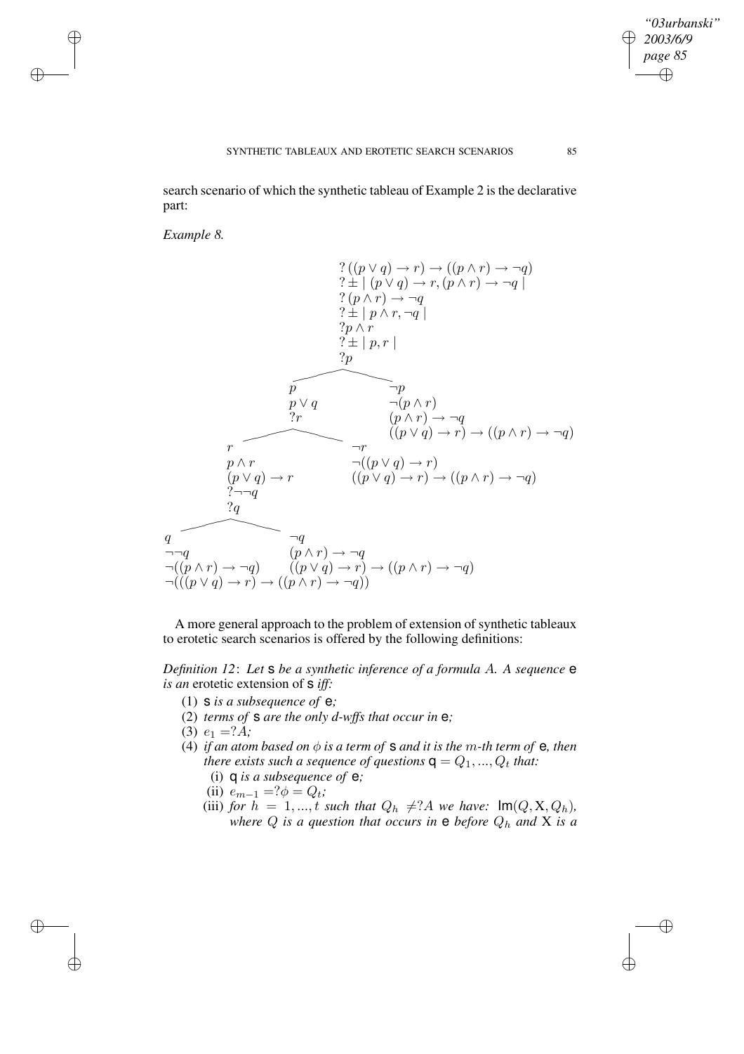search scenario of which the synthetic tableau of Example 2 is the declarative part:

*Example 8.*

$$? \, ((p \vee q) \rightarrow r) \rightarrow ((p \wedge r) \rightarrow \neg q)$$
$$? \pm \mid (p \vee q) \rightarrow r, (p \wedge r) \rightarrow \neg q \mid$$
$$? \, (p \wedge r) \rightarrow \neg q$$
$$? \pm \mid p \wedge r, \neg q \mid$$
$$?p \wedge r$$
$$? \pm \mid p, r \mid$$
$$?p$$

Left branch ($p$):

$$p$$
$$p \vee q$$
$$?r$$

- Left sub-branch ($r$):

$$r$$
$$p \wedge r$$
$$(p \vee q) \rightarrow r$$
$$?\neg\neg q$$
$$?q$$

  - Left sub-sub-branch ($q$):

$$q$$
$$\neg\neg q$$
$$\neg((p \wedge r) \rightarrow \neg q)$$
$$\neg(((p \vee q) \rightarrow r) \rightarrow ((p \wedge r) \rightarrow \neg q))$$

  - Right sub-sub-branch ($\neg q$):

$$\neg q$$
$$(p \wedge r) \rightarrow \neg q$$
$$((p \vee q) \rightarrow r) \rightarrow ((p \wedge r) \rightarrow \neg q)$$

- Right sub-branch ($\neg r$):

$$\neg r$$
$$\neg((p \vee q) \rightarrow r)$$
$$((p \vee q) \rightarrow r) \rightarrow ((p \wedge r) \rightarrow \neg q)$$

Right branch ($\neg p$):

$$\neg p$$
$$\neg(p \wedge r)$$
$$(p \wedge r) \rightarrow \neg q$$
$$((p \vee q) \rightarrow r) \rightarrow ((p \wedge r) \rightarrow \neg q)$$

A more general approach to the problem of extension of synthetic tableaux to erotetic search scenarios is offered by the following definitions:

*Definition 12*: *Let* s *be a synthetic inference of a formula $A$. A sequence* e *is an* erotetic extension of s *iff:*

(1) s *is a subsequence of* e*;*
(2) *terms of* s *are the only d-wffs that occur in* e*;*
(3) $e_1 = ?A$*;*
(4) *if an atom based on $\phi$ is a term of* s *and it is the $m$-th term of* e*, then there exists such a sequence of questions* $\mathbf{q} = Q_1, ..., Q_t$ *that:*
   (i) $\mathbf{q}$ *is a subsequence of* e*;*
   (ii) $e_{m-1} = ?\phi = Q_t$*;*
   (iii) *for* $h = 1, ..., t$ *such that* $Q_h \neq ?A$ *we have:* $\mathsf{Im}(Q, \mathrm{X}, Q_h)$*, where $Q$ is a question that occurs in* e *before* $Q_h$ *and* X *is a*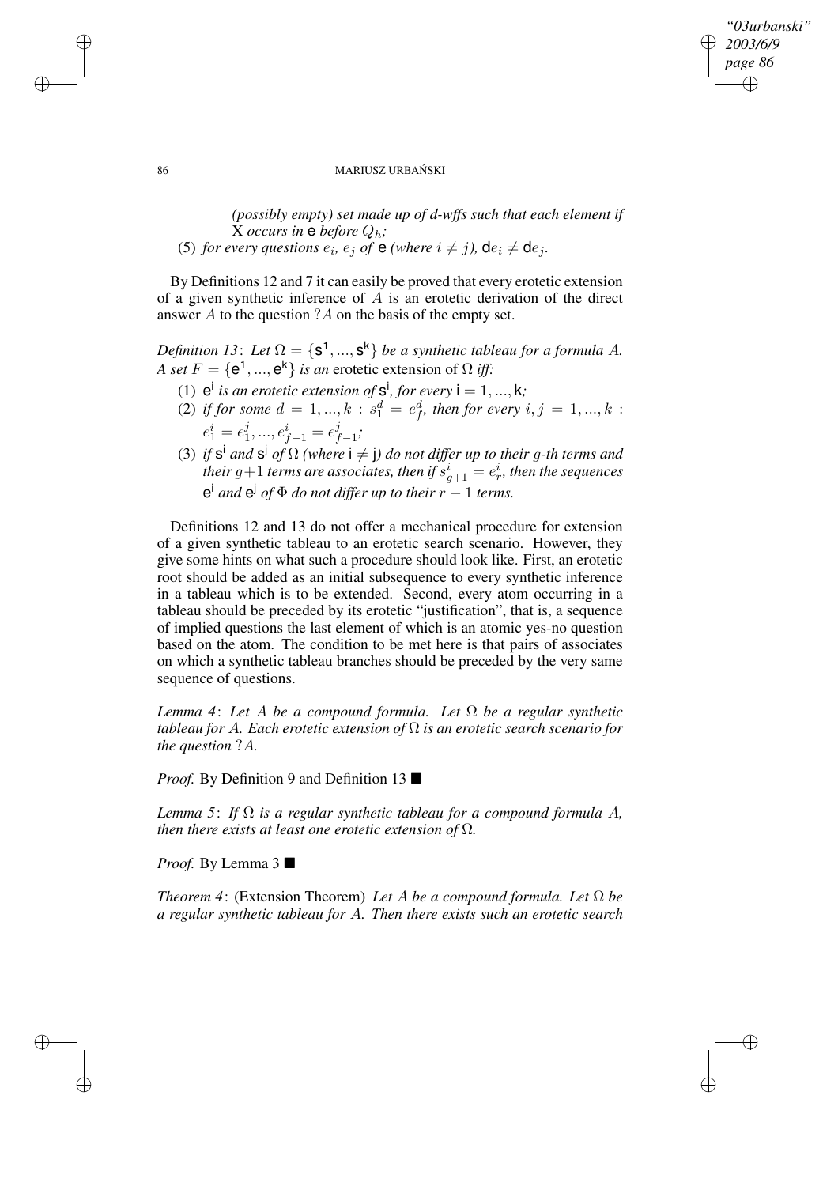*(possibly empty) set made up of d-wffs such that each element if* X *occurs in* e *before* $Q_h$*;*

(5) *for every questions* $e_i$, $e_j$ *of* e *(where* $i \neq j$*),* $\mathsf{d}e_i \neq \mathsf{d}e_j$.

By Definitions 12 and 7 it can easily be proved that every erotetic extension of a given synthetic inference of $A$ is an erotetic derivation of the direct answer $A$ to the question $?A$ on the basis of the empty set.

*Definition 13*: *Let* $\Omega = \{\mathsf{s}^1, ..., \mathsf{s}^\mathsf{k}\}$ *be a synthetic tableau for a formula* $A$*. A set* $F = \{\mathsf{e}^1, ..., \mathsf{e}^\mathsf{k}\}$ *is an* erotetic extension *of* $\Omega$ *iff:*

(1) $\mathsf{e}^\mathsf{i}$ *is an erotetic extension of* $\mathsf{s}^\mathsf{i}$*, for every* $\mathsf{i} = 1, ..., \mathsf{k}$*;*

(2) *if for some* $d = 1, ..., k$ : $s_1^d = e_f^d$*, then for every* $i, j = 1, ..., k$ : $e_1^i = e_1^j, ..., e_{f-1}^i = e_{f-1}^j$*;*

(3) *if* $\mathsf{s}^\mathsf{i}$ *and* $\mathsf{s}^\mathsf{j}$ *of* $\Omega$ *(where* $\mathsf{i} \neq \mathsf{j}$*) do not differ up to their* $g$*-th terms and their* $g+1$ *terms are associates, then if* $s_{g+1}^i = e_r^i$*, then the sequences* $\mathsf{e}^\mathsf{i}$ *and* $\mathsf{e}^\mathsf{j}$ *of* $\Phi$ *do not differ up to their* $r-1$ *terms.*

Definitions 12 and 13 do not offer a mechanical procedure for extension of a given synthetic tableau to an erotetic search scenario. However, they give some hints on what such a procedure should look like. First, an erotetic root should be added as an initial subsequence to every synthetic inference in a tableau which is to be extended. Second, every atom occurring in a tableau should be preceded by its erotetic "justification", that is, a sequence of implied questions the last element of which is an atomic yes-no question based on the atom. The condition to be met here is that pairs of associates on which a synthetic tableau branches should be preceded by the very same sequence of questions.

*Lemma 4*: *Let* $A$ *be a compound formula. Let* $\Omega$ *be a regular synthetic tableau for* $A$*. Each erotetic extension of* $\Omega$ *is an erotetic search scenario for the question* $?A$*.*

*Proof.* By Definition 9 and Definition 13 ■

*Lemma 5*: *If* $\Omega$ *is a regular synthetic tableau for a compound formula* $A$*, then there exists at least one erotetic extension of* $\Omega$*.*

*Proof.* By Lemma 3 ■

*Theorem 4*: (Extension Theorem) *Let* $A$ *be a compound formula. Let* $\Omega$ *be a regular synthetic tableau for* $A$*. Then there exists such an erotetic search*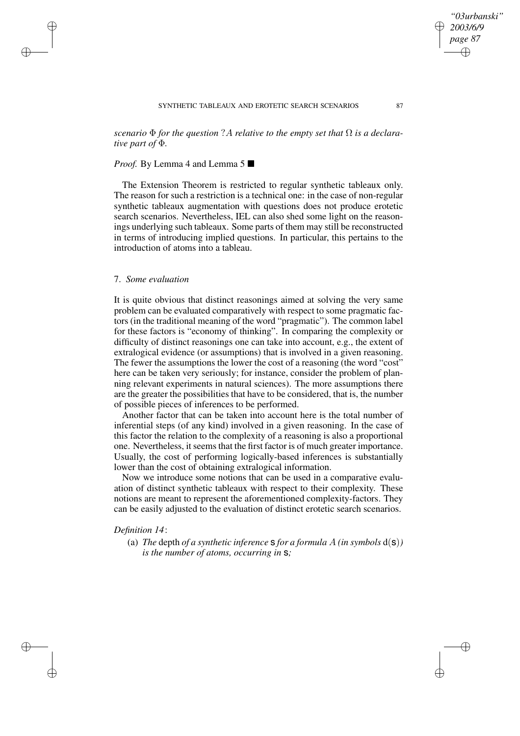*scenario $\Phi$ for the question $?A$ relative to the empty set that $\Omega$ is a declarative part of $\Phi$.*

*Proof.* By Lemma 4 and Lemma 5 ■

The Extension Theorem is restricted to regular synthetic tableaux only. The reason for such a restriction is a technical one: in the case of non-regular synthetic tableaux augmentation with questions does not produce erotetic search scenarios. Nevertheless, IEL can also shed some light on the reasonings underlying such tableaux. Some parts of them may still be reconstructed in terms of introducing implied questions. In particular, this pertains to the introduction of atoms into a tableau.

## 7. *Some evaluation*

It is quite obvious that distinct reasonings aimed at solving the very same problem can be evaluated comparatively with respect to some pragmatic factors (in the traditional meaning of the word "pragmatic"). The common label for these factors is "economy of thinking". In comparing the complexity or difficulty of distinct reasonings one can take into account, e.g., the extent of extralogical evidence (or assumptions) that is involved in a given reasoning. The fewer the assumptions the lower the cost of a reasoning (the word "cost" here can be taken very seriously; for instance, consider the problem of planning relevant experiments in natural sciences). The more assumptions there are the greater the possibilities that have to be considered, that is, the number of possible pieces of inferences to be performed.

Another factor that can be taken into account here is the total number of inferential steps (of any kind) involved in a given reasoning. In the case of this factor the relation to the complexity of a reasoning is also a proportional one. Nevertheless, it seems that the first factor is of much greater importance. Usually, the cost of performing logically-based inferences is substantially lower than the cost of obtaining extralogical information.

Now we introduce some notions that can be used in a comparative evaluation of distinct synthetic tableaux with respect to their complexity. These notions are meant to represent the aforementioned complexity-factors. They can be easily adjusted to the evaluation of distinct erotetic search scenarios.

*Definition 14*:

(a) *The* depth *of a synthetic inference* $\mathsf{s}$ *for a formula $A$ (in symbols* $\mathrm{d}(\mathsf{s})$*) is the number of atoms, occurring in* $\mathsf{s}$*;*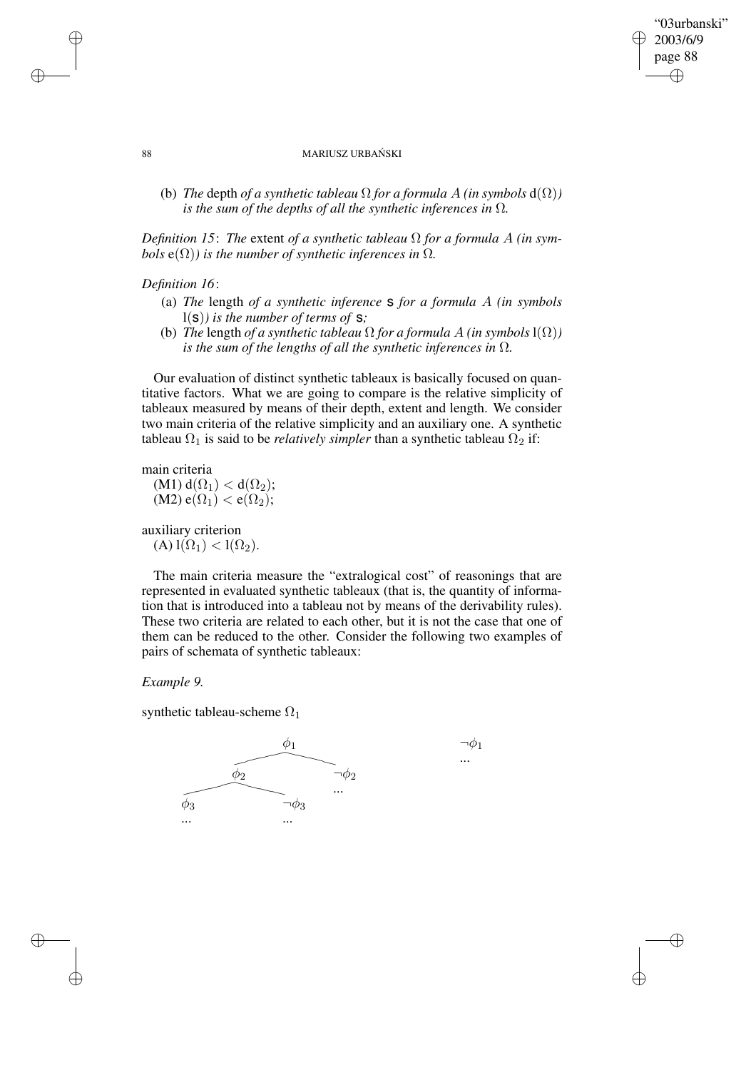(b) *The* depth *of a synthetic tableau* $\Omega$ *for a formula* $A$ *(in symbols* $\mathrm{d}(\Omega)$*) is the sum of the depths of all the synthetic inferences in* $\Omega$*.*

*Definition 15*: *The* extent *of a synthetic tableau* $\Omega$ *for a formula* $A$ *(in symbols* $\mathrm{e}(\Omega)$*) is the number of synthetic inferences in* $\Omega$*.*

*Definition 16*:

(a) *The* length *of a synthetic inference* $\mathtt{s}$ *for a formula* $A$ *(in symbols* $\mathrm{l}(\mathtt{s})$*) is the number of terms of* $\mathtt{s}$*;*

(b) *The* length *of a synthetic tableau* $\Omega$ *for a formula* $A$ *(in symbols* $\mathrm{l}(\Omega)$*) is the sum of the lengths of all the synthetic inferences in* $\Omega$*.*

Our evaluation of distinct synthetic tableaux is basically focused on quantitative factors. What we are going to compare is the relative simplicity of tableaux measured by means of their depth, extent and length. We consider two main criteria of the relative simplicity and an auxiliary one. A synthetic tableau $\Omega_1$ is said to be *relatively simpler* than a synthetic tableau $\Omega_2$ if:

main criteria

(M1) $\mathrm{d}(\Omega_1) < \mathrm{d}(\Omega_2)$;

(M2) $\mathrm{e}(\Omega_1) < \mathrm{e}(\Omega_2)$;

auxiliary criterion

(A) $\mathrm{l}(\Omega_1) < \mathrm{l}(\Omega_2)$.

The main criteria measure the "extralogical cost" of reasonings that are represented in evaluated synthetic tableaux (that is, the quantity of information that is introduced into a tableau not by means of the derivability rules). These two criteria are related to each other, but it is not the case that one of them can be reduced to the other. Consider the following two examples of pairs of schemata of synthetic tableaux:

*Example 9.*

synthetic tableau-scheme $\Omega_1$

```
                     φ1                                  ¬φ1
            ________/  \________                         ...
           φ2                  ¬φ2
      ____/  \____              ...
     φ3          ¬φ3
     ...         ...
```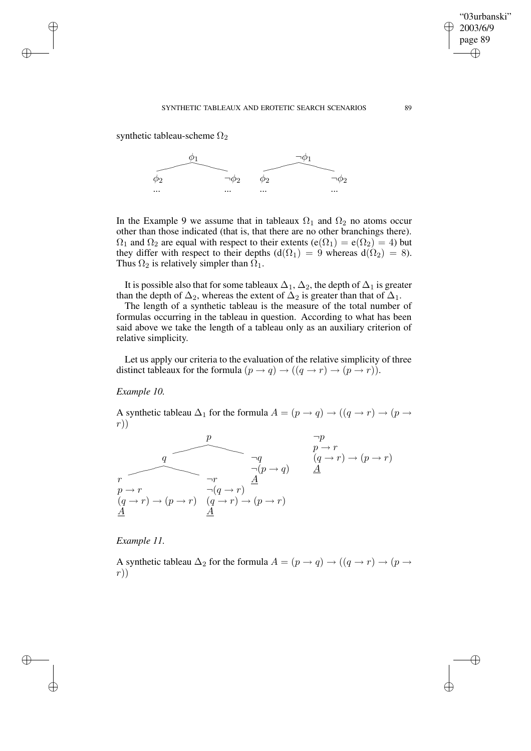synthetic tableau-scheme $\Omega_2$

$$
\begin{array}{cccc}
 & \phi_1 & & \\
\phi_2 & & \neg\phi_2 & \\
... & & ... &
\end{array}
\qquad
\begin{array}{cccc}
 & \neg\phi_1 & & \\
\phi_2 & & \neg\phi_2 & \\
... & & ... &
\end{array}
$$

In the Example 9 we assume that in tableaux $\Omega_1$ and $\Omega_2$ no atoms occur other than those indicated (that is, that there are no other branchings there). $\Omega_1$ and $\Omega_2$ are equal with respect to their extents ($\mathrm{e}(\Omega_1) = \mathrm{e}(\Omega_2) = 4$) but they differ with respect to their depths ($\mathrm{d}(\Omega_1) = 9$ whereas $\mathrm{d}(\Omega_2) = 8$). Thus $\Omega_2$ is relatively simpler than $\Omega_1$.

It is possible also that for some tableaux $\Delta_1, \Delta_2$, the depth of $\Delta_1$ is greater than the depth of $\Delta_2$, whereas the extent of $\Delta_2$ is greater than that of $\Delta_1$.

The length of a synthetic tableau is the measure of the total number of formulas occurring in the tableau in question. According to what has been said above we take the length of a tableau only as an auxiliary criterion of relative simplicity.

Let us apply our criteria to the evaluation of the relative simplicity of three distinct tableaux for the formula $(p \rightarrow q) \rightarrow ((q \rightarrow r) \rightarrow (p \rightarrow r))$.

*Example 10.*

A synthetic tableau $\Delta_1$ for the formula $A = (p \rightarrow q) \rightarrow ((q \rightarrow r) \rightarrow (p \rightarrow r))$

$$
\begin{array}{l}
p \\
\quad q \\
\qquad r \\
\qquad p \rightarrow r \\
\qquad (q \rightarrow r) \rightarrow (p \rightarrow r) \\
\qquad \underline{A} \\
\qquad \neg r \\
\qquad \neg(q \rightarrow r) \\
\qquad (q \rightarrow r) \rightarrow (p \rightarrow r) \\
\qquad \underline{A} \\
\quad \neg q \\
\quad \neg(p \rightarrow q) \\
\quad \underline{A} \\
\neg p \\
p \rightarrow r \\
(q \rightarrow r) \rightarrow (p \rightarrow r) \\
\underline{A}
\end{array}
$$

*Example 11.*

A synthetic tableau $\Delta_2$ for the formula $A = (p \rightarrow q) \rightarrow ((q \rightarrow r) \rightarrow (p \rightarrow r))$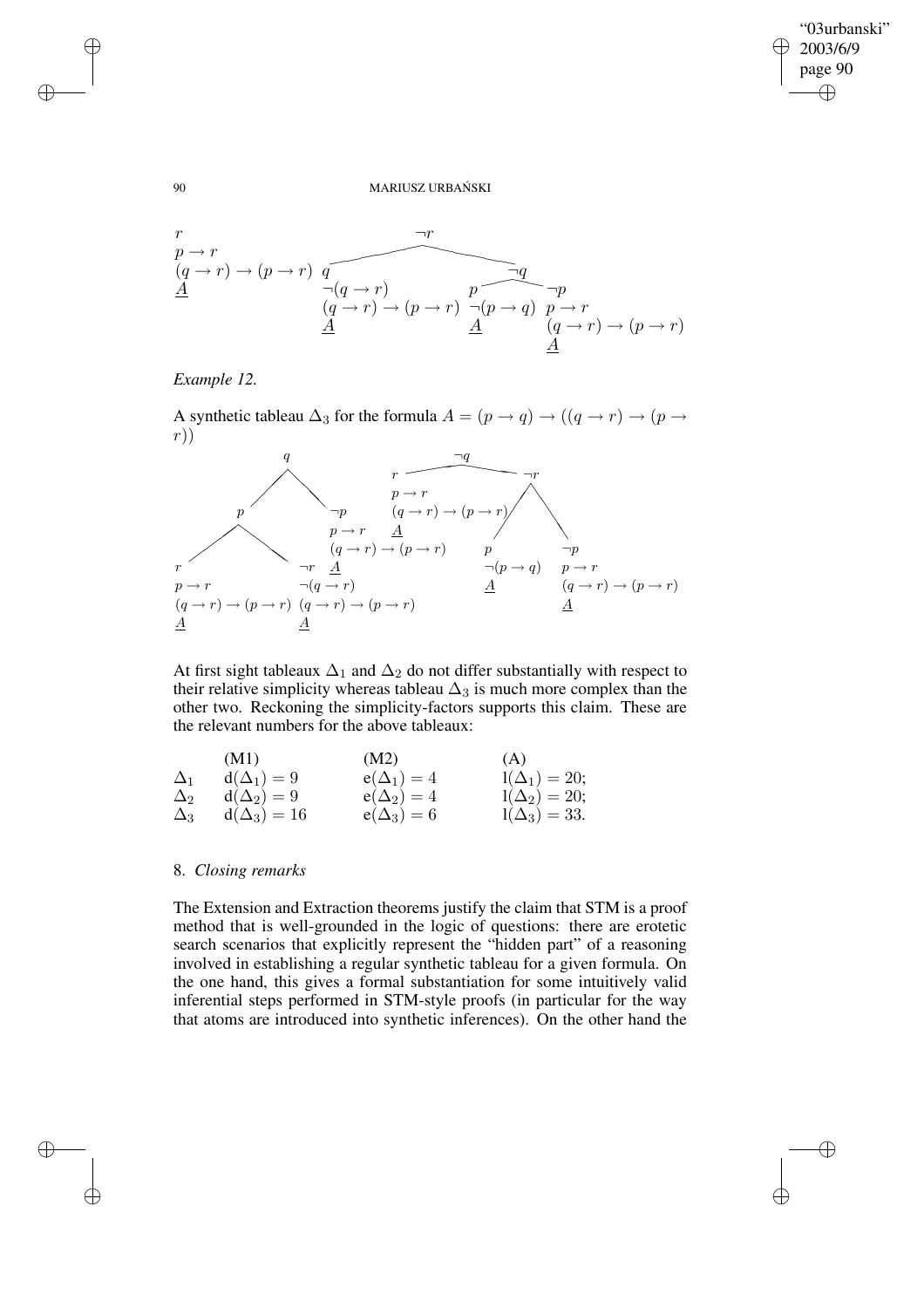$$
\begin{array}{llll}
r & & \neg r & \\
p \to r & q & & \neg q \\
(q \to r) \to (p \to r) & \neg(q \to r) & p & \neg p \\
\underline{A} & (q \to r) \to (p \to r) & \neg(p \to q) & p \to r \\
 & \underline{A} & \underline{A} & (q \to r) \to (p \to r) \\
 & & & \underline{A}
\end{array}
$$

*Example 12.*

A synthetic tableau $\Delta_3$ for the formula $A = (p \to q) \to ((q \to r) \to (p \to r))$

$$
\begin{array}{llllll}
 & q & & & \neg q & \\
p & & \neg p & r & & \neg r \\
 & & p \to r & p \to r & & \\
 & & (q \to r) \to (p \to r) & (q \to r) \to (p \to r) & & \\
 & & \underline{A} & \underline{A} & p & \neg p \\
r & \neg r & & & \neg(p \to q) & p \to r \\
p \to r & \neg(q \to r) & & & \underline{A} & (q \to r) \to (p \to r) \\
(q \to r) \to (p \to r) & (q \to r) \to (p \to r) & & & & \underline{A} \\
\underline{A} & \underline{A} & & & &
\end{array}
$$

At first sight tableaux $\Delta_1$ and $\Delta_2$ do not differ substantially with respect to their relative simplicity whereas tableau $\Delta_3$ is much more complex than the other two. Reckoning the simplicity-factors supports this claim. These are the relevant numbers for the above tableaux:

| | (M1) | (M2) | (A) |
|---|---|---|---|
| $\Delta_1$ | $\mathrm{d}(\Delta_1) = 9$ | $\mathrm{e}(\Delta_1) = 4$ | $\mathrm{l}(\Delta_1) = 20$; |
| $\Delta_2$ | $\mathrm{d}(\Delta_2) = 9$ | $\mathrm{e}(\Delta_2) = 4$ | $\mathrm{l}(\Delta_2) = 20$; |
| $\Delta_3$ | $\mathrm{d}(\Delta_3) = 16$ | $\mathrm{e}(\Delta_3) = 6$ | $\mathrm{l}(\Delta_3) = 33$. |

## 8. *Closing remarks*

The Extension and Extraction theorems justify the claim that STM is a proof method that is well-grounded in the logic of questions: there are erotetic search scenarios that explicitly represent the "hidden part" of a reasoning involved in establishing a regular synthetic tableau for a given formula. On the one hand, this gives a formal substantiation for some intuitively valid inferential steps performed in STM-style proofs (in particular for the way that atoms are introduced into synthetic inferences). On the other hand the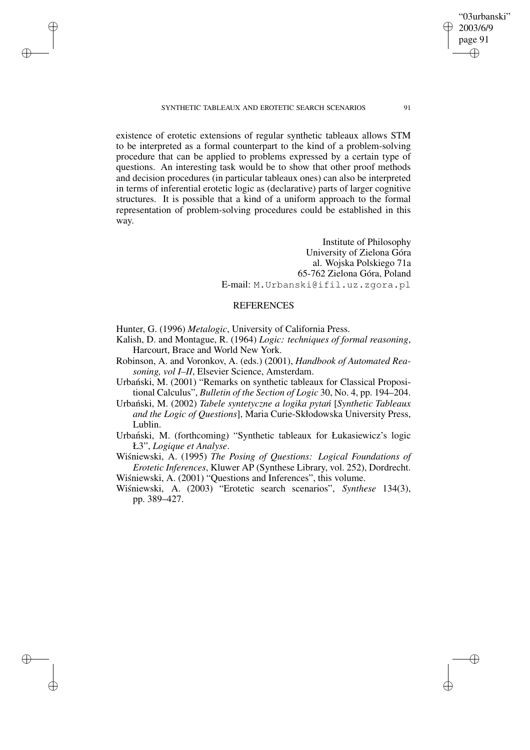existence of erotetic extensions of regular synthetic tableaux allows STM to be interpreted as a formal counterpart to the kind of a problem-solving procedure that can be applied to problems expressed by a certain type of questions. An interesting task would be to show that other proof methods and decision procedures (in particular tableaux ones) can also be interpreted in terms of inferential erotetic logic as (declarative) parts of larger cognitive structures. It is possible that a kind of a uniform approach to the formal representation of problem-solving procedures could be established in this way.

Institute of Philosophy  
University of Zielona Góra  
al. Wojska Polskiego 71a  
65-762 Zielona Góra, Poland  
E-mail: M.Urbanski@ifil.uz.zgora.pl

## REFERENCES

Hunter, G. (1996) *Metalogic*, University of California Press.

Kalish, D. and Montague, R. (1964) *Logic: techniques of formal reasoning*, Harcourt, Brace and World New York.

Robinson, A. and Voronkov, A. (eds.) (2001), *Handbook of Automated Reasoning, vol I–II*, Elsevier Science, Amsterdam.

Urbański, M. (2001) "Remarks on synthetic tableaux for Classical Propositional Calculus", *Bulletin of the Section of Logic* 30, No. 4, pp. 194–204.

Urbański, M. (2002) *Tabele syntetyczne a logika pytań* [*Synthetic Tableaux and the Logic of Questions*], Maria Curie-Skłodowska University Press, Lublin.

Urbański, M. (forthcoming) "Synthetic tableaux for Łukasiewicz's logic Ł3", *Logique et Analyse*.

Wiśniewski, A. (1995) *The Posing of Questions: Logical Foundations of Erotetic Inferences*, Kluwer AP (Synthese Library, vol. 252), Dordrecht.

Wiśniewski, A. (2001) "Questions and Inferences", this volume.

Wiśniewski, A. (2003) "Erotetic search scenarios", *Synthese* 134(3), pp. 389–427.